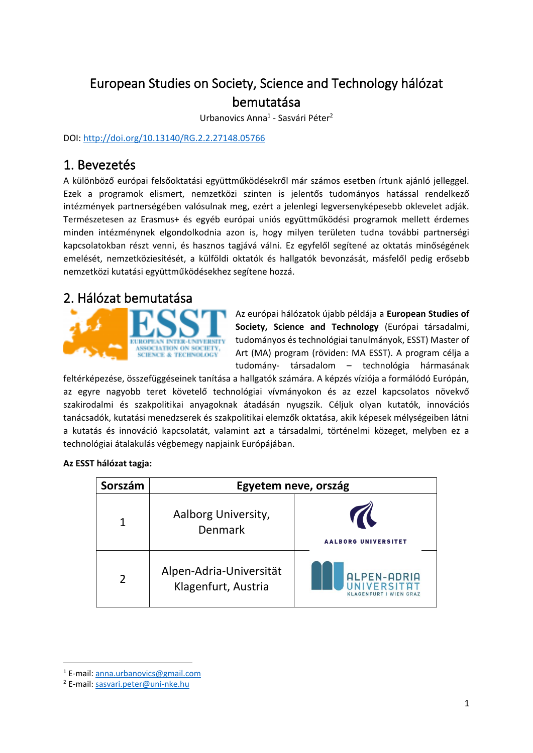# European Studies on Society, Science and Technology hálózat bemutatása

Urbanovics Anna[1] - Sasvári Péter[2]

DOI: http://doi.org/10.13140/RG.2.2.27148.05766

## 1. Bevezetés

A különböző európai felsőoktatási együttműködésekről már számos esetben írtunk ajánló jelleggel. Ezek a programok elismert, nemzetközi szinten is jelentős tudományos hatással rendelkező intézmények partnerségében valósulnak meg, ezért a jelenlegi legversenyképesebb oklevelet adják. Természetesen az Erasmus+ és egyéb európai uniós együttműködési programok mellett érdemes minden intézménynek elgondolkodnia azon is, hogy milyen területen tudna további partnerségi kapcsolatokban részt venni, és hasznos tagjává válni. Ez egyfelől segítené az oktatás minőségének emelését, nemzetköziesítését, a külföldi oktatók és hallgatók bevonzását, másfelől pedig erősebb nemzetközi kutatási együttműködésekhez segítene hozzá.

## 2. Hálózat bemutatása

Az európai hálózatok újabb példája a **European Studies of Society, Science and Technology** (Európai társadalmi, tudományos és technológiai tanulmányok, ESST) Master of Art (MA) program (röviden: MA ESST). A program célja a tudomány- társadalom – technológia hármasának feltérképezése, összefüggéseinek tanítása a hallgatók számára. A képzés víziója a formálódó Európán, az egyre nagyobb teret követelő technológiai vívmányokon és az ezzel kapcsolatos növekvő szakirodalmi és szakpolitikai anyagoknak átadásán nyugszik. Céljuk olyan kutatók, innovációs tanácsadók, kutatási menedzserek és szakpolitikai elemzők oktatása, akik képesek mélységeiben látni a kutatás és innováció kapcsolatát, valamint azt a társadalmi, történelmi közeget, melyben ez a technológiai átalakulás végbemegy napjaink Európájában.

**Az ESST hálózat tagja:**

| Sorszám | Egyetem neve, ország | |
|---|---|---|
| 1 | Aalborg University, Denmark | AALBORG UNIVERSITET |
| 2 | Alpen-Adria-Universität Klagenfurt, Austria | ALPEN-ADRIA UNIVERSITÄT KLAGENFURT I WIEN GRAZ |

[1] E-mail: anna.urbanovics@gmail.com

[2] E-mail: sasvari.peter@uni-nke.hu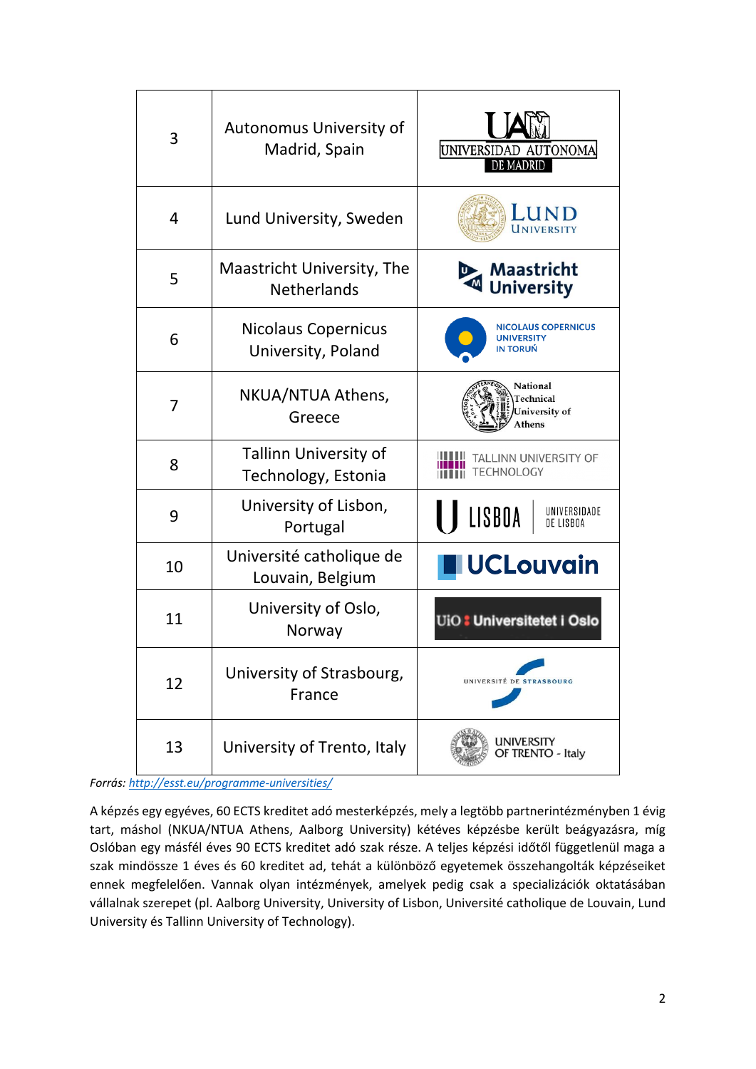| | | |
|---|---|---|
| 3 | Autonomus University of Madrid, Spain | UAM UNIVERSIDAD AUTONOMA DE MADRID |
| 4 | Lund University, Sweden | LUND UNIVERSITY |
| 5 | Maastricht University, The Netherlands | Maastricht University |
| 6 | Nicolaus Copernicus University, Poland | NICOLAUS COPERNICUS UNIVERSITY IN TORUŃ |
| 7 | NKUA/NTUA Athens, Greece | National Technical University of Athens |
| 8 | Tallinn University of Technology, Estonia | TALLINN UNIVERSITY OF TECHNOLOGY |
| 9 | University of Lisbon, Portugal | LISBOA UNIVERSIDADE DE LISBOA |
| 10 | Université catholique de Louvain, Belgium | UCLouvain |
| 11 | University of Oslo, Norway | UiO : Universitetet i Oslo |
| 12 | University of Strasbourg, France | UNIVERSITÉ DE STRASBOURG |
| 13 | University of Trento, Italy | UNIVERSITY OF TRENTO - Italy |

*Forrás:* [http://esst.eu/programme-universities/](http://esst.eu/programme-universities/)

A képzés egy egyéves, 60 ECTS kreditet adó mesterképzés, mely a legtöbb partnerintézményben 1 évig tart, máshol (NKUA/NTUA Athens, Aalborg University) kétéves képzésbe került beágyazásra, míg Oslóban egy másfél éves 90 ECTS kreditet adó szak része. A teljes képzési időtől függetlenül maga a szak mindösszesen 1 éves és 60 kreditet ad, tehát a különböző egyetemek összehangolták képzéseiket ennek megfelelően. Vannak olyan intézmények, amelyek pedig csak a specializációk oktatásában vállalnak szerepet (pl. Aalborg University, University of Lisbon, Université catholique de Louvain, Lund University és Tallinn University of Technology).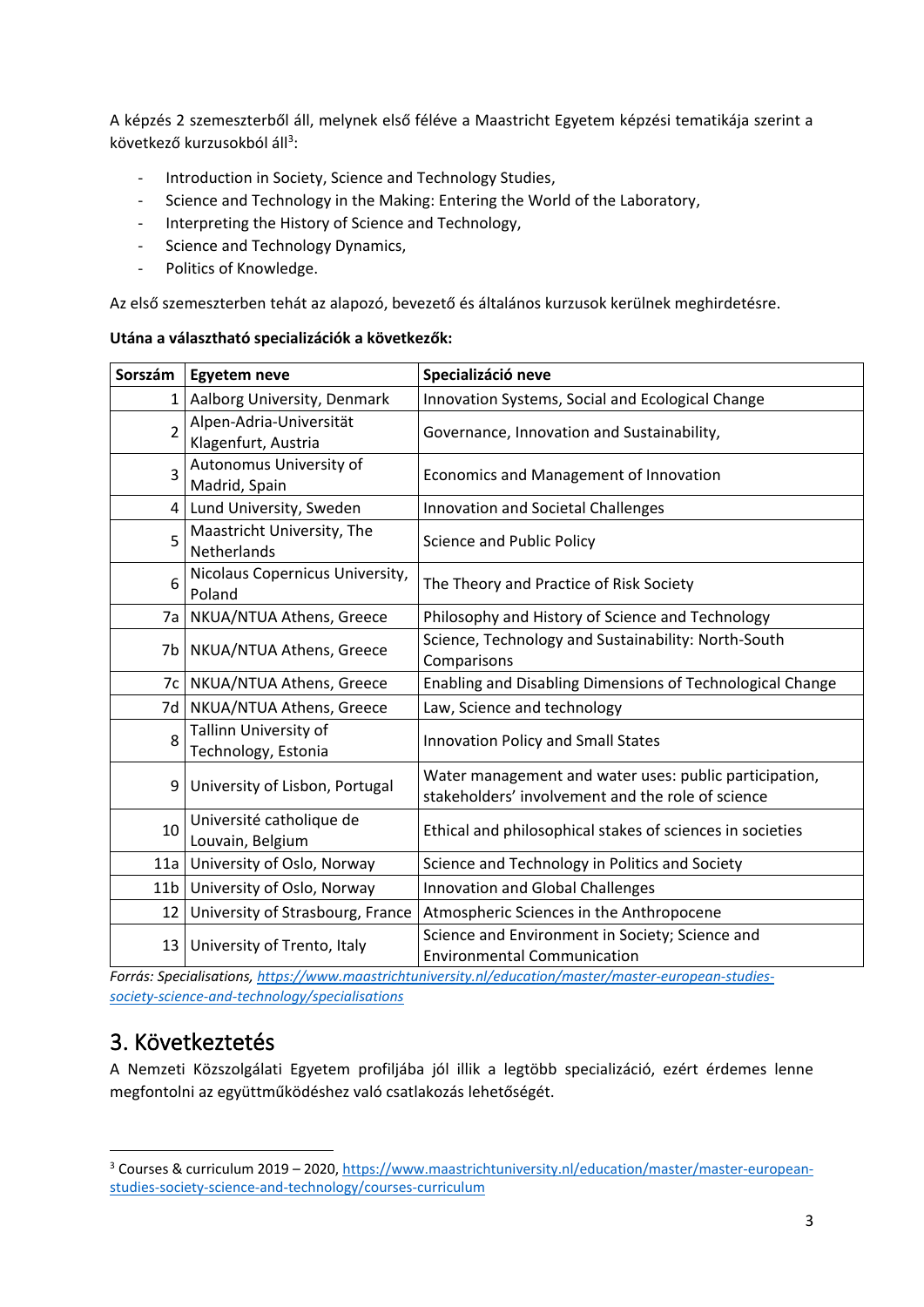A képzés 2 szemeszterből áll, melynek első féléve a Maastricht Egyetem képzési tematikája szerint a következő kurzusokból áll[3]:

- Introduction in Society, Science and Technology Studies,
- Science and Technology in the Making: Entering the World of the Laboratory,
- Interpreting the History of Science and Technology,
- Science and Technology Dynamics,
- Politics of Knowledge.

Az első szemeszterben tehát az alapozó, bevezető és általános kurzusok kerülnek meghirdetésre.

**Utána a választható specializációk a következők:**

| Sorszám | Egyetem neve | Specializáció neve |
|---|---|---|
| 1 | Aalborg University, Denmark | Innovation Systems, Social and Ecological Change |
| 2 | Alpen-Adria-Universität Klagenfurt, Austria | Governance, Innovation and Sustainability, |
| 3 | Autonomus University of Madrid, Spain | Economics and Management of Innovation |
| 4 | Lund University, Sweden | Innovation and Societal Challenges |
| 5 | Maastricht University, The Netherlands | Science and Public Policy |
| 6 | Nicolaus Copernicus University, Poland | The Theory and Practice of Risk Society |
| 7a | NKUA/NTUA Athens, Greece | Philosophy and History of Science and Technology |
| 7b | NKUA/NTUA Athens, Greece | Science, Technology and Sustainability: North-South Comparisons |
| 7c | NKUA/NTUA Athens, Greece | Enabling and Disabling Dimensions of Technological Change |
| 7d | NKUA/NTUA Athens, Greece | Law, Science and technology |
| 8 | Tallinn University of Technology, Estonia | Innovation Policy and Small States |
| 9 | University of Lisbon, Portugal | Water management and water uses: public participation, stakeholders' involvement and the role of science |
| 10 | Université catholique de Louvain, Belgium | Ethical and philosophical stakes of sciences in societies |
| 11a | University of Oslo, Norway | Science and Technology in Politics and Society |
| 11b | University of Oslo, Norway | Innovation and Global Challenges |
| 12 | University of Strasbourg, France | Atmospheric Sciences in the Anthropocene |
| 13 | University of Trento, Italy | Science and Environment in Society; Science and Environmental Communication |

*Forrás: Specialisations, https://www.maastrichtuniversity.nl/education/master/master-european-studies-society-science-and-technology/specialisations*

## 3. Következtetés

A Nemzeti Közszolgálati Egyetem profiljába jól illik a legtöbb specializáció, ezért érdemes lenne megfontolni az együttműködéshez való csatlakozás lehetőségét.

[3] Courses & curriculum 2019 – 2020, https://www.maastrichtuniversity.nl/education/master/master-european-studies-society-science-and-technology/courses-curriculum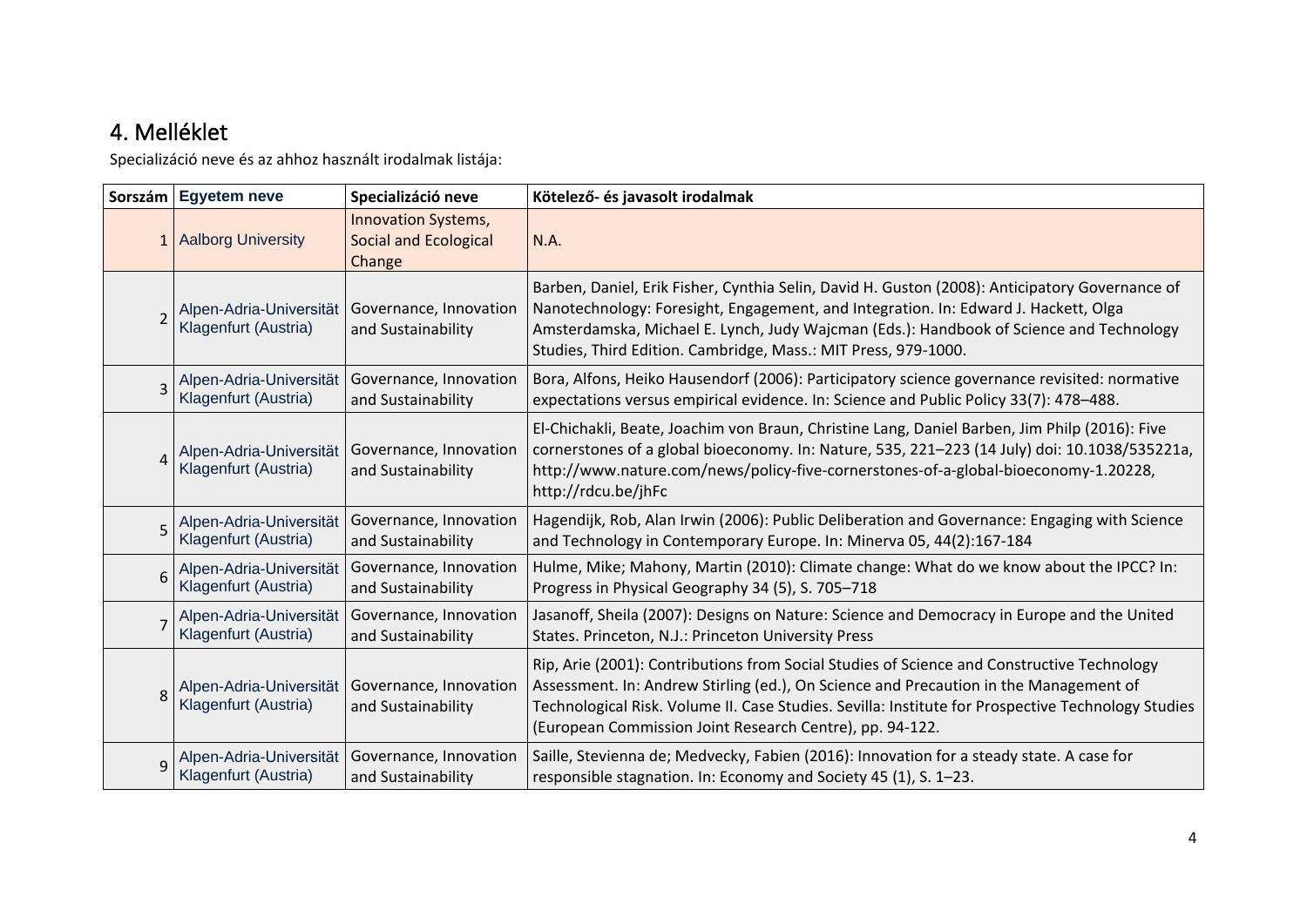## 4. Melléklet

Specializáció neve és az ahhoz használt irodalmak listája:

| Sorszám | Egyetem neve | Specializáció neve | Kötelező- és javasolt irodalmak |
|---|---|---|---|
| 1 | Aalborg University | Innovation Systems, Social and Ecological Change | N.A. |
| 2 | Alpen-Adria-Universität Klagenfurt (Austria) | Governance, Innovation and Sustainability | Barben, Daniel, Erik Fisher, Cynthia Selin, David H. Guston (2008): Anticipatory Governance of Nanotechnology: Foresight, Engagement, and Integration. In: Edward J. Hackett, Olga Amsterdamska, Michael E. Lynch, Judy Wajcman (Eds.): Handbook of Science and Technology Studies, Third Edition. Cambridge, Mass.: MIT Press, 979-1000. |
| 3 | Alpen-Adria-Universität Klagenfurt (Austria) | Governance, Innovation and Sustainability | Bora, Alfons, Heiko Hausendorf (2006): Participatory science governance revisited: normative expectations versus empirical evidence. In: Science and Public Policy 33(7): 478–488. |
| 4 | Alpen-Adria-Universität Klagenfurt (Austria) | Governance, Innovation and Sustainability | El-Chichakli, Beate, Joachim von Braun, Christine Lang, Daniel Barben, Jim Philp (2016): Five cornerstones of a global bioeconomy. In: Nature, 535, 221–223 (14 July) doi: 10.1038/535221a, http://www.nature.com/news/policy-five-cornerstones-of-a-global-bioeconomy-1.20228, http://rdcu.be/jhFc |
| 5 | Alpen-Adria-Universität Klagenfurt (Austria) | Governance, Innovation and Sustainability | Hagendijk, Rob, Alan Irwin (2006): Public Deliberation and Governance: Engaging with Science and Technology in Contemporary Europe. In: Minerva 05, 44(2):167-184 |
| 6 | Alpen-Adria-Universität Klagenfurt (Austria) | Governance, Innovation and Sustainability | Hulme, Mike; Mahony, Martin (2010): Climate change: What do we know about the IPCC? In: Progress in Physical Geography 34 (5), S. 705–718 |
| 7 | Alpen-Adria-Universität Klagenfurt (Austria) | Governance, Innovation and Sustainability | Jasanoff, Sheila (2007): Designs on Nature: Science and Democracy in Europe and the United States. Princeton, N.J.: Princeton University Press |
| 8 | Alpen-Adria-Universität Klagenfurt (Austria) | Governance, Innovation and Sustainability | Rip, Arie (2001): Contributions from Social Studies of Science and Constructive Technology Assessment. In: Andrew Stirling (ed.), On Science and Precaution in the Management of Technological Risk. Volume II. Case Studies. Sevilla: Institute for Prospective Technology Studies (European Commission Joint Research Centre), pp. 94-122. |
| 9 | Alpen-Adria-Universität Klagenfurt (Austria) | Governance, Innovation and Sustainability | Saille, Stevienna de; Medvecky, Fabien (2016): Innovation for a steady state. A case for responsible stagnation. In: Economy and Society 45 (1), S. 1–23. |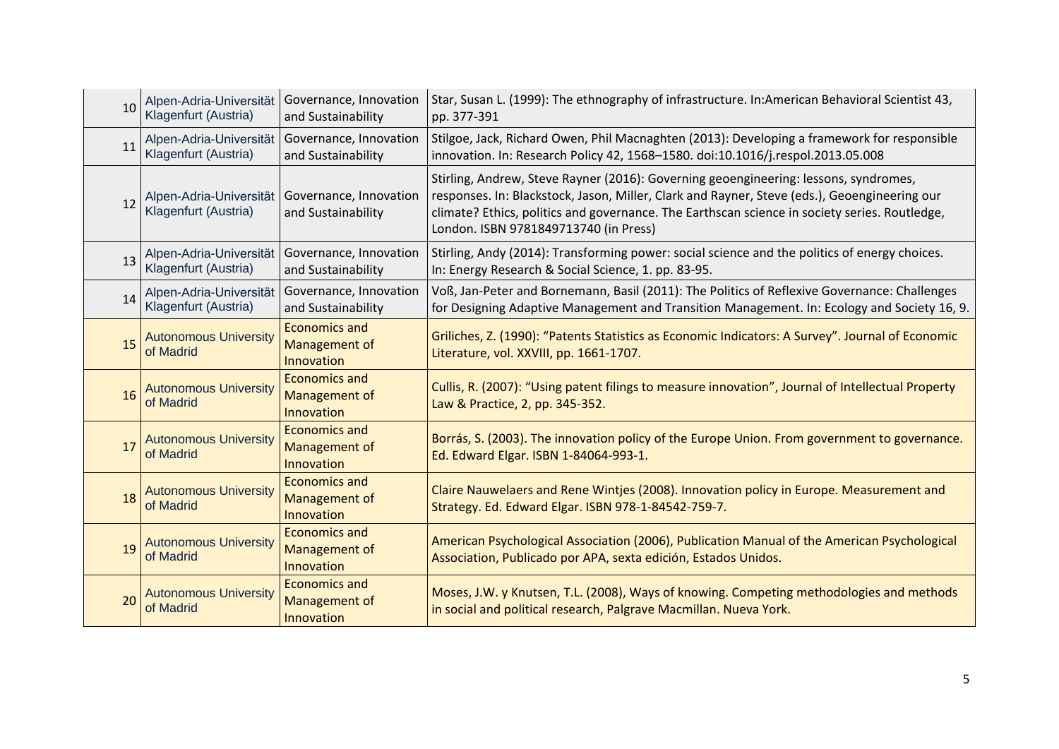| 10 | Alpen-Adria-Universität Klagenfurt (Austria) | Governance, Innovation and Sustainability | Star, Susan L. (1999): The ethnography of infrastructure. In:American Behavioral Scientist 43, pp. 377-391 |
|---|---|---|---|
| 11 | Alpen-Adria-Universität Klagenfurt (Austria) | Governance, Innovation and Sustainability | Stilgoe, Jack, Richard Owen, Phil Macnaghten (2013): Developing a framework for responsible innovation. In: Research Policy 42, 1568–1580. doi:10.1016/j.respol.2013.05.008 |
| 12 | Alpen-Adria-Universität Klagenfurt (Austria) | Governance, Innovation and Sustainability | Stirling, Andrew, Steve Rayner (2016): Governing geoengineering: lessons, syndromes, responses. In: Blackstock, Jason, Miller, Clark and Rayner, Steve (eds.), Geoengineering our climate? Ethics, politics and governance. The Earthscan science in society series. Routledge, London. ISBN 9781849713740 (in Press) |
| 13 | Alpen-Adria-Universität Klagenfurt (Austria) | Governance, Innovation and Sustainability | Stirling, Andy (2014): Transforming power: social science and the politics of energy choices. In: Energy Research & Social Science, 1. pp. 83-95. |
| 14 | Alpen-Adria-Universität Klagenfurt (Austria) | Governance, Innovation and Sustainability | Voß, Jan-Peter and Bornemann, Basil (2011): The Politics of Reflexive Governance: Challenges for Designing Adaptive Management and Transition Management. In: Ecology and Society 16, 9. |
| 15 | Autonomous University of Madrid | Economics and Management of Innovation | Griliches, Z. (1990): "Patents Statistics as Economic Indicators: A Survey". Journal of Economic Literature, vol. XXVIII, pp. 1661-1707. |
| 16 | Autonomous University of Madrid | Economics and Management of Innovation | Cullis, R. (2007): "Using patent filings to measure innovation", Journal of Intellectual Property Law & Practice, 2, pp. 345-352. |
| 17 | Autonomous University of Madrid | Economics and Management of Innovation | Borrás, S. (2003). The innovation policy of the Europe Union. From government to governance. Ed. Edward Elgar. ISBN 1-84064-993-1. |
| 18 | Autonomous University of Madrid | Economics and Management of Innovation | Claire Nauwelaers and Rene Wintjes (2008). Innovation policy in Europe. Measurement and Strategy. Ed. Edward Elgar. ISBN 978-1-84542-759-7. |
| 19 | Autonomous University of Madrid | Economics and Management of Innovation | American Psychological Association (2006), Publication Manual of the American Psychological Association, Publicado por APA, sexta edición, Estados Unidos. |
| 20 | Autonomous University of Madrid | Economics and Management of Innovation | Moses, J.W. y Knutsen, T.L. (2008), Ways of knowing. Competing methodologies and methods in social and political research, Palgrave Macmillan. Nueva York. |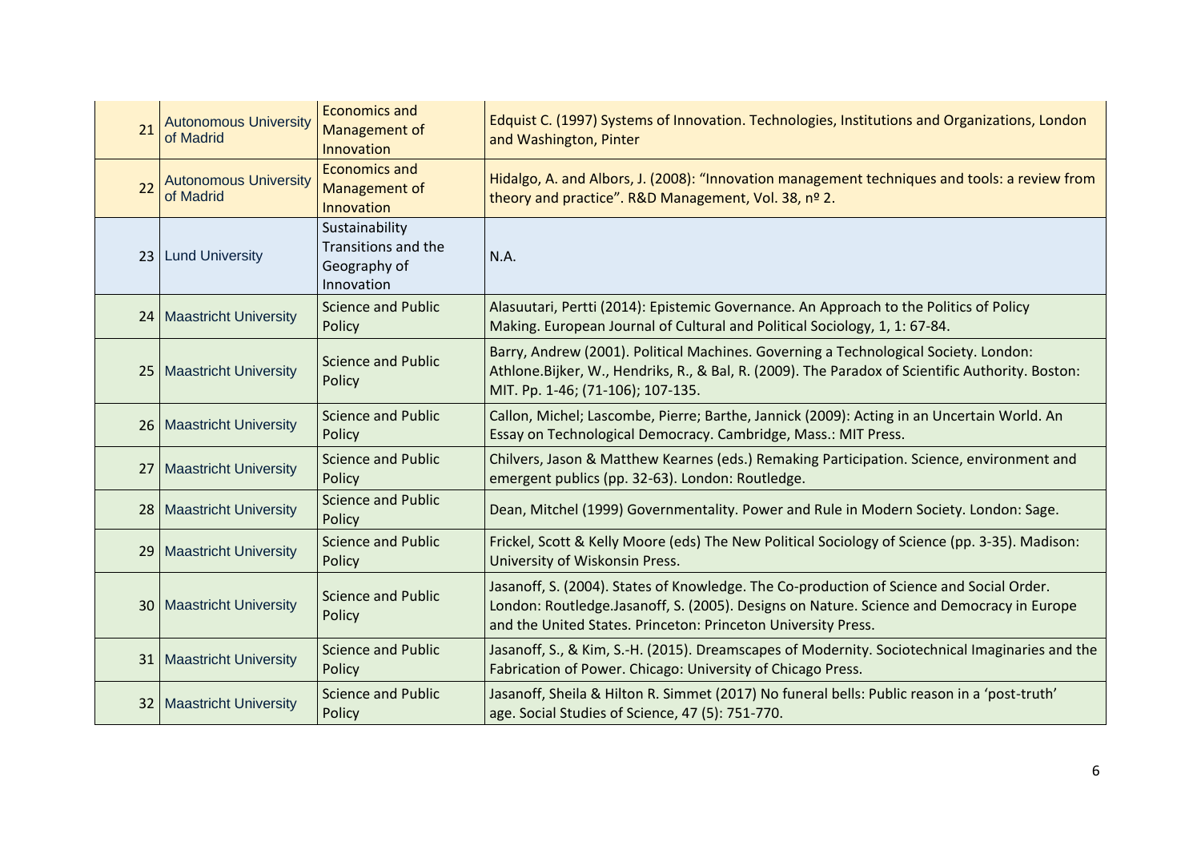| | | | |
|---|---|---|---|
| 21 | Autonomous University of Madrid | Economics and Management of Innovation | Edquist C. (1997) Systems of Innovation. Technologies, Institutions and Organizations, London and Washington, Pinter |
| 22 | Autonomous University of Madrid | Economics and Management of Innovation | Hidalgo, A. and Albors, J. (2008): "Innovation management techniques and tools: a review from theory and practice". R&D Management, Vol. 38, nº 2. |
| 23 | Lund University | Sustainability Transitions and the Geography of Innovation | N.A. |
| 24 | Maastricht University | Science and Public Policy | Alasuutari, Pertti (2014): Epistemic Governance. An Approach to the Politics of Policy Making. European Journal of Cultural and Political Sociology, 1, 1: 67-84. |
| 25 | Maastricht University | Science and Public Policy | Barry, Andrew (2001). Political Machines. Governing a Technological Society. London: Athlone.Bijker, W., Hendriks, R., & Bal, R. (2009). The Paradox of Scientific Authority. Boston: MIT. Pp. 1-46; (71-106); 107-135. |
| 26 | Maastricht University | Science and Public Policy | Callon, Michel; Lascombe, Pierre; Barthe, Jannick (2009): Acting in an Uncertain World. An Essay on Technological Democracy. Cambridge, Mass.: MIT Press. |
| 27 | Maastricht University | Science and Public Policy | Chilvers, Jason & Matthew Kearnes (eds.) Remaking Participation. Science, environment and emergent publics (pp. 32-63). London: Routledge. |
| 28 | Maastricht University | Science and Public Policy | Dean, Mitchel (1999) Governmentality. Power and Rule in Modern Society. London: Sage. |
| 29 | Maastricht University | Science and Public Policy | Frickel, Scott & Kelly Moore (eds) The New Political Sociology of Science (pp. 3-35). Madison: University of Wiskonsin Press. |
| 30 | Maastricht University | Science and Public Policy | Jasanoff, S. (2004). States of Knowledge. The Co-production of Science and Social Order. London: Routledge.Jasanoff, S. (2005). Designs on Nature. Science and Democracy in Europe and the United States. Princeton: Princeton University Press. |
| 31 | Maastricht University | Science and Public Policy | Jasanoff, S., & Kim, S.-H. (2015). Dreamscapes of Modernity. Sociotechnical Imaginaries and the Fabrication of Power. Chicago: University of Chicago Press. |
| 32 | Maastricht University | Science and Public Policy | Jasanoff, Sheila & Hilton R. Simmet (2017) No funeral bells: Public reason in a 'post-truth' age. Social Studies of Science, 47 (5): 751-770. |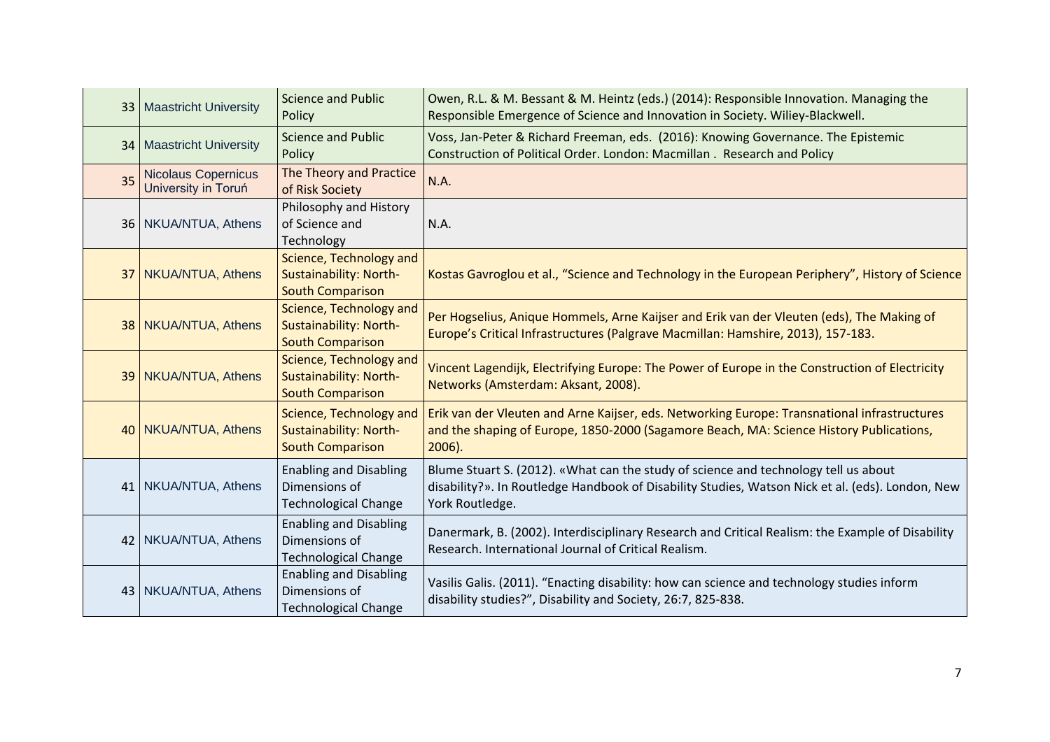| | | | |
|---|---|---|---|
| 33 | Maastricht University | Science and Public Policy | Owen, R.L. & M. Bessant & M. Heintz (eds.) (2014): Responsible Innovation. Managing the Responsible Emergence of Science and Innovation in Society. Wiliey-Blackwell. |
| 34 | Maastricht University | Science and Public Policy | Voss, Jan-Peter & Richard Freeman, eds. (2016): Knowing Governance. The Epistemic Construction of Political Order. London: Macmillan . Research and Policy |
| 35 | Nicolaus Copernicus University in Toruń | The Theory and Practice of Risk Society | N.A. |
| 36 | NKUA/NTUA, Athens | Philosophy and History of Science and Technology | N.A. |
| 37 | NKUA/NTUA, Athens | Science, Technology and Sustainability: North-South Comparison | Kostas Gavroglou et al., "Science and Technology in the European Periphery", History of Science |
| 38 | NKUA/NTUA, Athens | Science, Technology and Sustainability: North-South Comparison | Per Hogselius, Anique Hommels, Arne Kaijser and Erik van der Vleuten (eds), The Making of Europe's Critical Infrastructures (Palgrave Macmillan: Hamshire, 2013), 157-183. |
| 39 | NKUA/NTUA, Athens | Science, Technology and Sustainability: North-South Comparison | Vincent Lagendijk, Electrifying Europe: The Power of Europe in the Construction of Electricity Networks (Amsterdam: Aksant, 2008). |
| 40 | NKUA/NTUA, Athens | Science, Technology and Sustainability: North-South Comparison | Erik van der Vleuten and Arne Kaijser, eds. Networking Europe: Transnational infrastructures and the shaping of Europe, 1850-2000 (Sagamore Beach, MA: Science History Publications, 2006). |
| 41 | NKUA/NTUA, Athens | Enabling and Disabling Dimensions of Technological Change | Blume Stuart S. (2012). «What can the study of science and technology tell us about disability?». In Routledge Handbook of Disability Studies, Watson Nick et al. (eds). London, New York Routledge. |
| 42 | NKUA/NTUA, Athens | Enabling and Disabling Dimensions of Technological Change | Danermark, B. (2002). Interdisciplinary Research and Critical Realism: the Example of Disability Research. International Journal of Critical Realism. |
| 43 | NKUA/NTUA, Athens | Enabling and Disabling Dimensions of Technological Change | Vasilis Galis. (2011). "Enacting disability: how can science and technology studies inform disability studies?", Disability and Society, 26:7, 825-838. |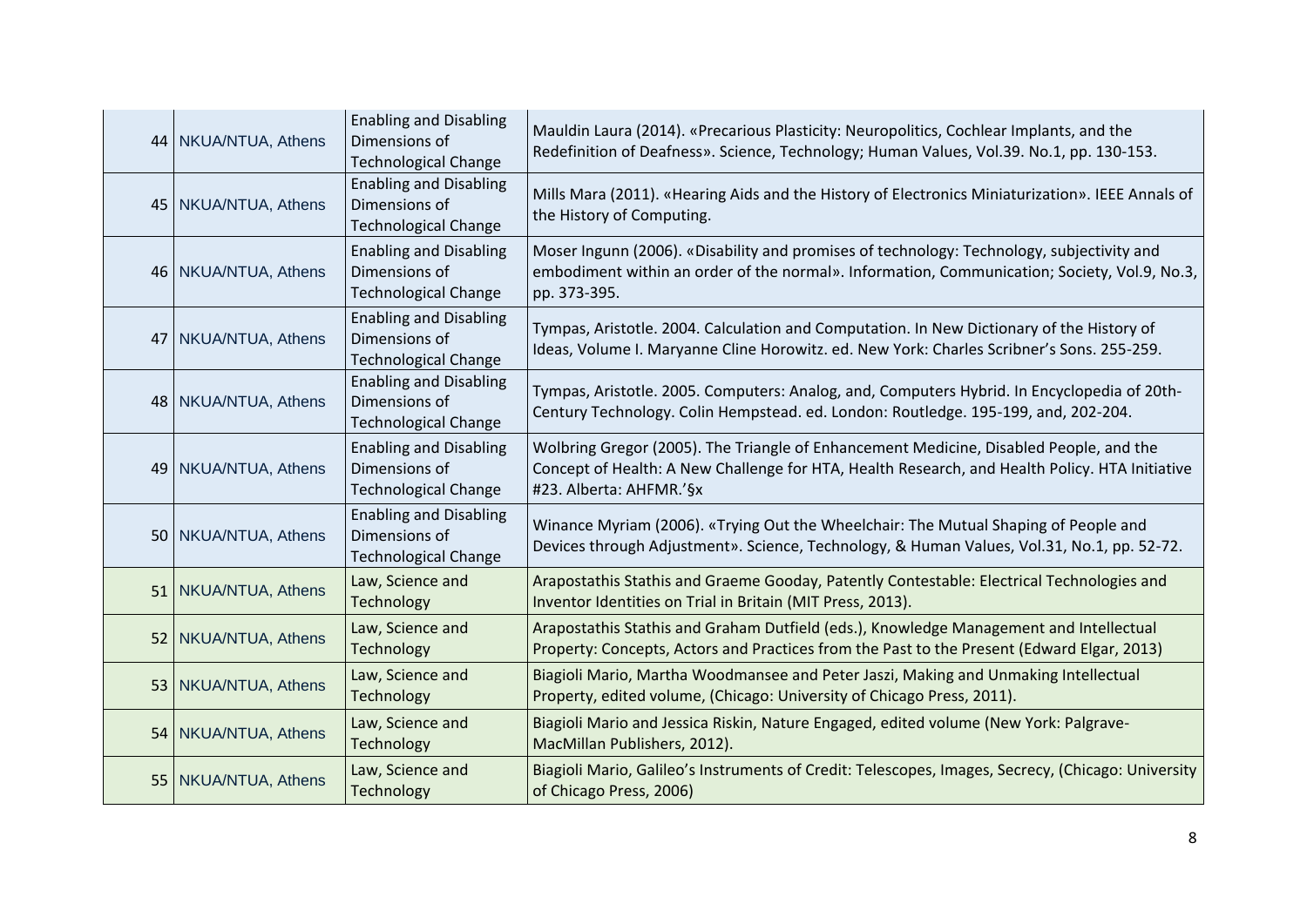| | | | |
|---|---|---|---|
| 44 | NKUA/NTUA, Athens | Enabling and Disabling Dimensions of Technological Change | Mauldin Laura (2014). «Precarious Plasticity: Neuropolitics, Cochlear Implants, and the Redefinition of Deafness». Science, Technology; Human Values, Vol.39. No.1, pp. 130-153. |
| 45 | NKUA/NTUA, Athens | Enabling and Disabling Dimensions of Technological Change | Mills Mara (2011). «Hearing Aids and the History of Electronics Miniaturization». IEEE Annals of the History of Computing. |
| 46 | NKUA/NTUA, Athens | Enabling and Disabling Dimensions of Technological Change | Moser Ingunn (2006). «Disability and promises of technology: Technology, subjectivity and embodiment within an order of the normal». Information, Communication; Society, Vol.9, No.3, pp. 373-395. |
| 47 | NKUA/NTUA, Athens | Enabling and Disabling Dimensions of Technological Change | Tympas, Aristotle. 2004. Calculation and Computation. In New Dictionary of the History of Ideas, Volume I. Maryanne Cline Horowitz. ed. New York: Charles Scribner's Sons. 255-259. |
| 48 | NKUA/NTUA, Athens | Enabling and Disabling Dimensions of Technological Change | Tympas, Aristotle. 2005. Computers: Analog, and, Computers Hybrid. In Encyclopedia of 20th-Century Technology. Colin Hempstead. ed. London: Routledge. 195-199, and, 202-204. |
| 49 | NKUA/NTUA, Athens | Enabling and Disabling Dimensions of Technological Change | Wolbring Gregor (2005). The Triangle of Enhancement Medicine, Disabled People, and the Concept of Health: A New Challenge for HTA, Health Research, and Health Policy. HTA Initiative #23. Alberta: AHFMR.'§x |
| 50 | NKUA/NTUA, Athens | Enabling and Disabling Dimensions of Technological Change | Winance Myriam (2006). «Trying Out the Wheelchair: The Mutual Shaping of People and Devices through Adjustment». Science, Technology, & Human Values, Vol.31, No.1, pp. 52-72. |
| 51 | NKUA/NTUA, Athens | Law, Science and Technology | Arapostathis Stathis and Graeme Gooday, Patently Contestable: Electrical Technologies and Inventor Identities on Trial in Britain (MIT Press, 2013). |
| 52 | NKUA/NTUA, Athens | Law, Science and Technology | Arapostathis Stathis and Graham Dutfield (eds.), Knowledge Management and Intellectual Property: Concepts, Actors and Practices from the Past to the Present (Edward Elgar, 2013) |
| 53 | NKUA/NTUA, Athens | Law, Science and Technology | Biagioli Mario, Martha Woodmansee and Peter Jaszi, Making and Unmaking Intellectual Property, edited volume, (Chicago: University of Chicago Press, 2011). |
| 54 | NKUA/NTUA, Athens | Law, Science and Technology | Biagioli Mario and Jessica Riskin, Nature Engaged, edited volume (New York: Palgrave-MacMillan Publishers, 2012). |
| 55 | NKUA/NTUA, Athens | Law, Science and Technology | Biagioli Mario, Galileo's Instruments of Credit: Telescopes, Images, Secrecy, (Chicago: University of Chicago Press, 2006) |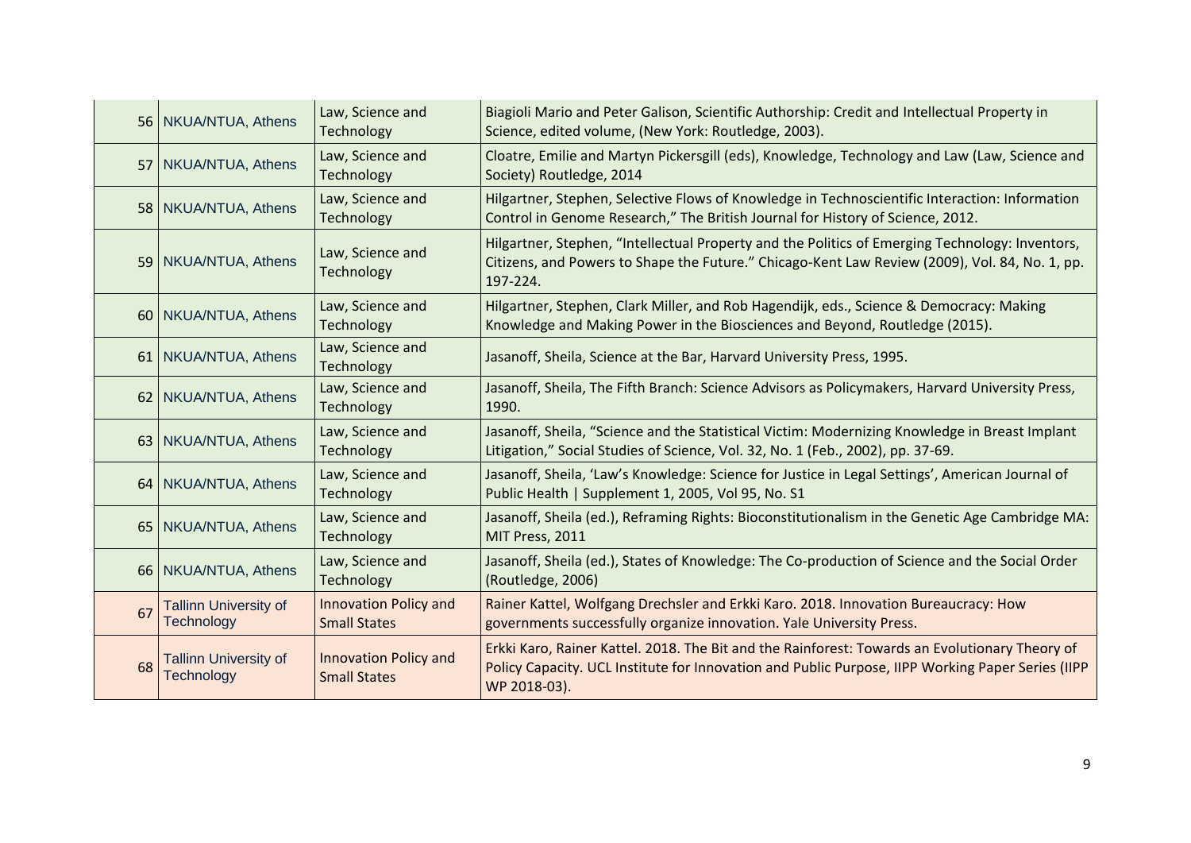| | | | |
|---|---|---|---|
| 56 | NKUA/NTUA, Athens | Law, Science and Technology | Biagioli Mario and Peter Galison, Scientific Authorship: Credit and Intellectual Property in Science, edited volume, (New York: Routledge, 2003). |
| 57 | NKUA/NTUA, Athens | Law, Science and Technology | Cloatre, Emilie and Martyn Pickersgill (eds), Knowledge, Technology and Law (Law, Science and Society) Routledge, 2014 |
| 58 | NKUA/NTUA, Athens | Law, Science and Technology | Hilgartner, Stephen, Selective Flows of Knowledge in Technoscientific Interaction: Information Control in Genome Research," The British Journal for History of Science, 2012. |
| 59 | NKUA/NTUA, Athens | Law, Science and Technology | Hilgartner, Stephen, "Intellectual Property and the Politics of Emerging Technology: Inventors, Citizens, and Powers to Shape the Future." Chicago-Kent Law Review (2009), Vol. 84, No. 1, pp. 197-224. |
| 60 | NKUA/NTUA, Athens | Law, Science and Technology | Hilgartner, Stephen, Clark Miller, and Rob Hagendijk, eds., Science & Democracy: Making Knowledge and Making Power in the Biosciences and Beyond, Routledge (2015). |
| 61 | NKUA/NTUA, Athens | Law, Science and Technology | Jasanoff, Sheila, Science at the Bar, Harvard University Press, 1995. |
| 62 | NKUA/NTUA, Athens | Law, Science and Technology | Jasanoff, Sheila, The Fifth Branch: Science Advisors as Policymakers, Harvard University Press, 1990. |
| 63 | NKUA/NTUA, Athens | Law, Science and Technology | Jasanoff, Sheila, "Science and the Statistical Victim: Modernizing Knowledge in Breast Implant Litigation," Social Studies of Science, Vol. 32, No. 1 (Feb., 2002), pp. 37-69. |
| 64 | NKUA/NTUA, Athens | Law, Science and Technology | Jasanoff, Sheila, 'Law's Knowledge: Science for Justice in Legal Settings', American Journal of Public Health \| Supplement 1, 2005, Vol 95, No. S1 |
| 65 | NKUA/NTUA, Athens | Law, Science and Technology | Jasanoff, Sheila (ed.), Reframing Rights: Bioconstitutionalism in the Genetic Age Cambridge MA: MIT Press, 2011 |
| 66 | NKUA/NTUA, Athens | Law, Science and Technology | Jasanoff, Sheila (ed.), States of Knowledge: The Co-production of Science and the Social Order (Routledge, 2006) |
| 67 | Tallinn University of Technology | Innovation Policy and Small States | Rainer Kattel, Wolfgang Drechsler and Erkki Karo. 2018. Innovation Bureaucracy: How governments successfully organize innovation. Yale University Press. |
| 68 | Tallinn University of Technology | Innovation Policy and Small States | Erkki Karo, Rainer Kattel. 2018. The Bit and the Rainforest: Towards an Evolutionary Theory of Policy Capacity. UCL Institute for Innovation and Public Purpose, IIPP Working Paper Series (IIPP WP 2018-03). |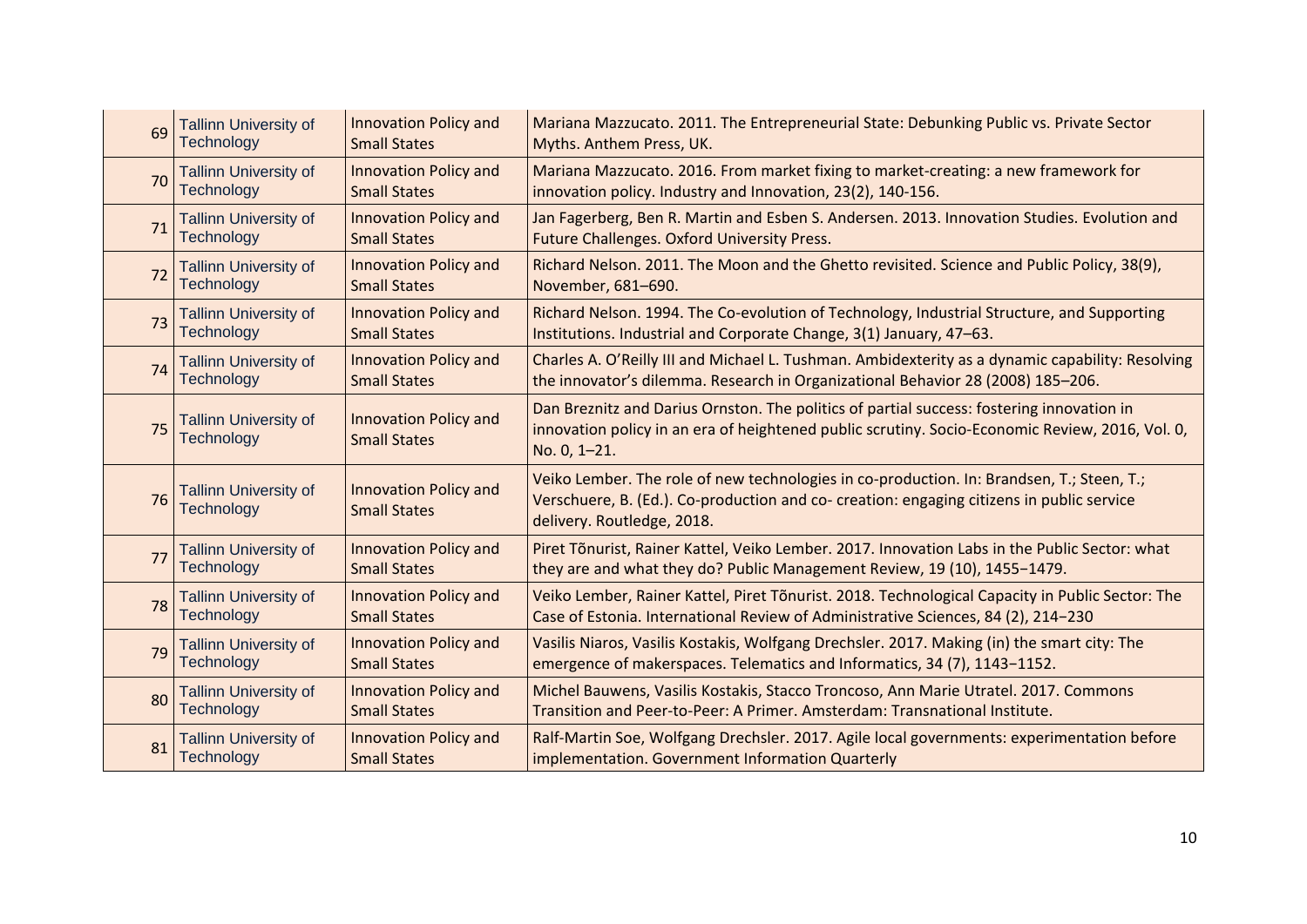| 69 | Tallinn University of Technology | Innovation Policy and Small States | Mariana Mazzucato. 2011. The Entrepreneurial State: Debunking Public vs. Private Sector Myths. Anthem Press, UK. |
|---|---|---|---|
| 70 | Tallinn University of Technology | Innovation Policy and Small States | Mariana Mazzucato. 2016. From market fixing to market-creating: a new framework for innovation policy. Industry and Innovation, 23(2), 140-156. |
| 71 | Tallinn University of Technology | Innovation Policy and Small States | Jan Fagerberg, Ben R. Martin and Esben S. Andersen. 2013. Innovation Studies. Evolution and Future Challenges. Oxford University Press. |
| 72 | Tallinn University of Technology | Innovation Policy and Small States | Richard Nelson. 2011. The Moon and the Ghetto revisited. Science and Public Policy, 38(9), November, 681–690. |
| 73 | Tallinn University of Technology | Innovation Policy and Small States | Richard Nelson. 1994. The Co-evolution of Technology, Industrial Structure, and Supporting Institutions. Industrial and Corporate Change, 3(1) January, 47–63. |
| 74 | Tallinn University of Technology | Innovation Policy and Small States | Charles A. O'Reilly III and Michael L. Tushman. Ambidexterity as a dynamic capability: Resolving the innovator's dilemma. Research in Organizational Behavior 28 (2008) 185–206. |
| 75 | Tallinn University of Technology | Innovation Policy and Small States | Dan Breznitz and Darius Ornston. The politics of partial success: fostering innovation in innovation policy in an era of heightened public scrutiny. Socio-Economic Review, 2016, Vol. 0, No. 0, 1–21. |
| 76 | Tallinn University of Technology | Innovation Policy and Small States | Veiko Lember. The role of new technologies in co-production. In: Brandsen, T.; Steen, T.; Verschuere, B. (Ed.). Co-production and co- creation: engaging citizens in public service delivery. Routledge, 2018. |
| 77 | Tallinn University of Technology | Innovation Policy and Small States | Piret Tõnurist, Rainer Kattel, Veiko Lember. 2017. Innovation Labs in the Public Sector: what they are and what they do? Public Management Review, 19 (10), 1455−1479. |
| 78 | Tallinn University of Technology | Innovation Policy and Small States | Veiko Lember, Rainer Kattel, Piret Tõnurist. 2018. Technological Capacity in Public Sector: The Case of Estonia. International Review of Administrative Sciences, 84 (2), 214−230 |
| 79 | Tallinn University of Technology | Innovation Policy and Small States | Vasilis Niaros, Vasilis Kostakis, Wolfgang Drechsler. 2017. Making (in) the smart city: The emergence of makerspaces. Telematics and Informatics, 34 (7), 1143−1152. |
| 80 | Tallinn University of Technology | Innovation Policy and Small States | Michel Bauwens, Vasilis Kostakis, Stacco Troncoso, Ann Marie Utratel. 2017. Commons Transition and Peer-to-Peer: A Primer. Amsterdam: Transnational Institute. |
| 81 | Tallinn University of Technology | Innovation Policy and Small States | Ralf-Martin Soe, Wolfgang Drechsler. 2017. Agile local governments: experimentation before implementation. Government Information Quarterly |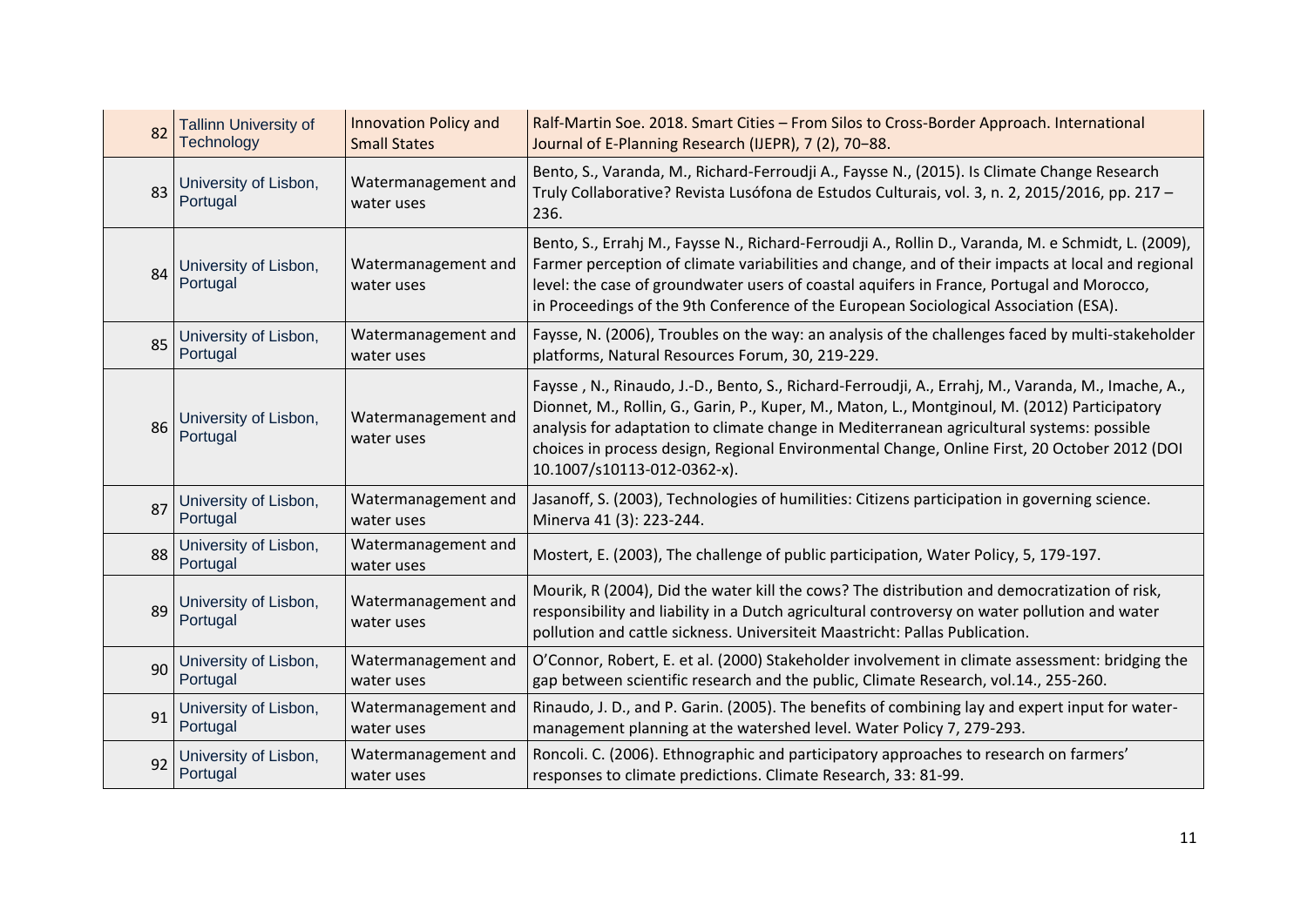| 82 | Tallinn University of Technology | Innovation Policy and Small States | Ralf-Martin Soe. 2018. Smart Cities – From Silos to Cross-Border Approach. International Journal of E-Planning Research (IJEPR), 7 (2), 70–88. |
|---|---|---|---|
| 83 | University of Lisbon, Portugal | Watermanagement and water uses | Bento, S., Varanda, M., Richard-Ferroudji A., Faysse N., (2015). Is Climate Change Research Truly Collaborative? Revista Lusófona de Estudos Culturais, vol. 3, n. 2, 2015/2016, pp. 217 – 236. |
| 84 | University of Lisbon, Portugal | Watermanagement and water uses | Bento, S., Errahj M., Faysse N., Richard-Ferroudji A., Rollin D., Varanda, M. e Schmidt, L. (2009), Farmer perception of climate variabilities and change, and of their impacts at local and regional level: the case of groundwater users of coastal aquifers in France, Portugal and Morocco, in Proceedings of the 9th Conference of the European Sociological Association (ESA). |
| 85 | University of Lisbon, Portugal | Watermanagement and water uses | Faysse, N. (2006), Troubles on the way: an analysis of the challenges faced by multi-stakeholder platforms, Natural Resources Forum, 30, 219-229. |
| 86 | University of Lisbon, Portugal | Watermanagement and water uses | Faysse , N., Rinaudo, J.-D., Bento, S., Richard-Ferroudji, A., Errahj, M., Varanda, M., Imache, A., Dionnet, M., Rollin, G., Garin, P., Kuper, M., Maton, L., Montginoul, M. (2012) Participatory analysis for adaptation to climate change in Mediterranean agricultural systems: possible choices in process design, Regional Environmental Change, Online First, 20 October 2012 (DOI 10.1007/s10113-012-0362-x). |
| 87 | University of Lisbon, Portugal | Watermanagement and water uses | Jasanoff, S. (2003), Technologies of humilities: Citizens participation in governing science. Minerva 41 (3): 223-244. |
| 88 | University of Lisbon, Portugal | Watermanagement and water uses | Mostert, E. (2003), The challenge of public participation, Water Policy, 5, 179-197. |
| 89 | University of Lisbon, Portugal | Watermanagement and water uses | Mourik, R (2004), Did the water kill the cows? The distribution and democratization of risk, responsibility and liability in a Dutch agricultural controversy on water pollution and water pollution and cattle sickness. Universiteit Maastricht: Pallas Publication. |
| 90 | University of Lisbon, Portugal | Watermanagement and water uses | O'Connor, Robert, E. et al. (2000) Stakeholder involvement in climate assessment: bridging the gap between scientific research and the public, Climate Research, vol.14., 255-260. |
| 91 | University of Lisbon, Portugal | Watermanagement and water uses | Rinaudo, J. D., and P. Garin. (2005). The benefits of combining lay and expert input for water-management planning at the watershed level. Water Policy 7, 279-293. |
| 92 | University of Lisbon, Portugal | Watermanagement and water uses | Roncoli. C. (2006). Ethnographic and participatory approaches to research on farmers' responses to climate predictions. Climate Research, 33: 81-99. |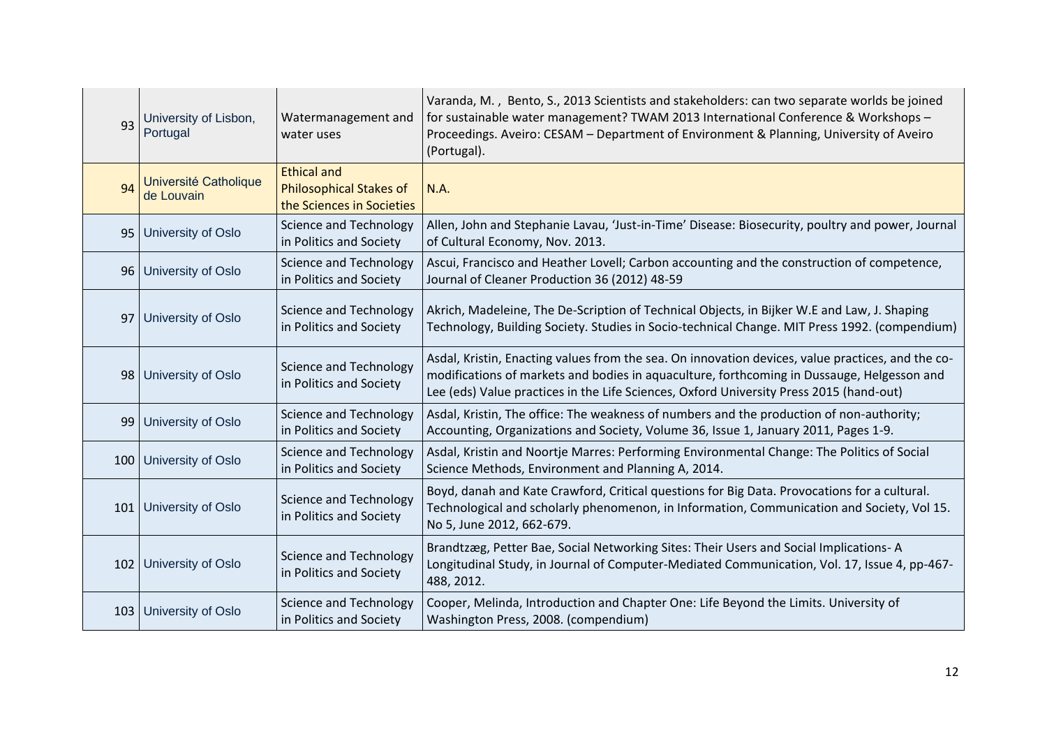| 93 | University of Lisbon, Portugal | Watermanagement and water uses | Varanda, M. , Bento, S., 2013 Scientists and stakeholders: can two separate worlds be joined for sustainable water management? TWAM 2013 International Conference & Workshops – Proceedings. Aveiro: CESAM – Department of Environment & Planning, University of Aveiro (Portugal). |
|---|---|---|---|
| 94 | Université Catholique de Louvain | Ethical and Philosophical Stakes of the Sciences in Societies | N.A. |
| 95 | University of Oslo | Science and Technology in Politics and Society | Allen, John and Stephanie Lavau, 'Just-in-Time' Disease: Biosecurity, poultry and power, Journal of Cultural Economy, Nov. 2013. |
| 96 | University of Oslo | Science and Technology in Politics and Society | Ascui, Francisco and Heather Lovell; Carbon accounting and the construction of competence, Journal of Cleaner Production 36 (2012) 48-59 |
| 97 | University of Oslo | Science and Technology in Politics and Society | Akrich, Madeleine, The De-Scription of Technical Objects, in Bijker W.E and Law, J. Shaping Technology, Building Society. Studies in Socio-technical Change. MIT Press 1992. (compendium) |
| 98 | University of Oslo | Science and Technology in Politics and Society | Asdal, Kristin, Enacting values from the sea. On innovation devices, value practices, and the co-modifications of markets and bodies in aquaculture, forthcoming in Dussauge, Helgesson and Lee (eds) Value practices in the Life Sciences, Oxford University Press 2015 (hand-out) |
| 99 | University of Oslo | Science and Technology in Politics and Society | Asdal, Kristin, The office: The weakness of numbers and the production of non-authority; Accounting, Organizations and Society, Volume 36, Issue 1, January 2011, Pages 1-9. |
| 100 | University of Oslo | Science and Technology in Politics and Society | Asdal, Kristin and Noortje Marres: Performing Environmental Change: The Politics of Social Science Methods, Environment and Planning A, 2014. |
| 101 | University of Oslo | Science and Technology in Politics and Society | Boyd, danah and Kate Crawford, Critical questions for Big Data. Provocations for a cultural. Technological and scholarly phenomenon, in Information, Communication and Society, Vol 15. No 5, June 2012, 662-679. |
| 102 | University of Oslo | Science and Technology in Politics and Society | Brandtzæg, Petter Bae, Social Networking Sites: Their Users and Social Implications- A Longitudinal Study, in Journal of Computer-Mediated Communication, Vol. 17, Issue 4, pp-467-488, 2012. |
| 103 | University of Oslo | Science and Technology in Politics and Society | Cooper, Melinda, Introduction and Chapter One: Life Beyond the Limits. University of Washington Press, 2008. (compendium) |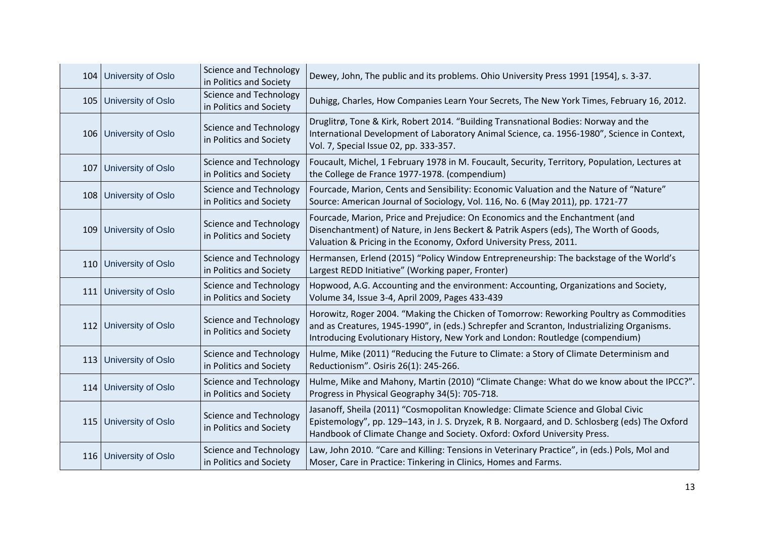| 104 | University of Oslo | Science and Technology in Politics and Society | Dewey, John, The public and its problems. Ohio University Press 1991 [1954], s. 3-37. |
|---|---|---|---|
| 105 | University of Oslo | Science and Technology in Politics and Society | Duhigg, Charles, How Companies Learn Your Secrets, The New York Times, February 16, 2012. |
| 106 | University of Oslo | Science and Technology in Politics and Society | Druglitrø, Tone & Kirk, Robert 2014. “Building Transnational Bodies: Norway and the International Development of Laboratory Animal Science, ca. 1956-1980”, Science in Context, Vol. 7, Special Issue 02, pp. 333-357. |
| 107 | University of Oslo | Science and Technology in Politics and Society | Foucault, Michel, 1 February 1978 in M. Foucault, Security, Territory, Population, Lectures at the College de France 1977-1978. (compendium) |
| 108 | University of Oslo | Science and Technology in Politics and Society | Fourcade, Marion, Cents and Sensibility: Economic Valuation and the Nature of “Nature” Source: American Journal of Sociology, Vol. 116, No. 6 (May 2011), pp. 1721-77 |
| 109 | University of Oslo | Science and Technology in Politics and Society | Fourcade, Marion, Price and Prejudice: On Economics and the Enchantment (and Disenchantment) of Nature, in Jens Beckert & Patrik Aspers (eds), The Worth of Goods, Valuation & Pricing in the Economy, Oxford University Press, 2011. |
| 110 | University of Oslo | Science and Technology in Politics and Society | Hermansen, Erlend (2015) “Policy Window Entrepreneurship: The backstage of the World’s Largest REDD Initiative” (Working paper, Fronter) |
| 111 | University of Oslo | Science and Technology in Politics and Society | Hopwood, A.G. Accounting and the environment: Accounting, Organizations and Society, Volume 34, Issue 3-4, April 2009, Pages 433-439 |
| 112 | University of Oslo | Science and Technology in Politics and Society | Horowitz, Roger 2004. “Making the Chicken of Tomorrow: Reworking Poultry as Commodities and as Creatures, 1945-1990”, in (eds.) Schrepfer and Scranton, Industrializing Organisms. Introducing Evolutionary History, New York and London: Routledge (compendium) |
| 113 | University of Oslo | Science and Technology in Politics and Society | Hulme, Mike (2011) “Reducing the Future to Climate: a Story of Climate Determinism and Reductionism”. Osiris 26(1): 245-266. |
| 114 | University of Oslo | Science and Technology in Politics and Society | Hulme, Mike and Mahony, Martin (2010) “Climate Change: What do we know about the IPCC?”. Progress in Physical Geography 34(5): 705-718. |
| 115 | University of Oslo | Science and Technology in Politics and Society | Jasanoff, Sheila (2011) “Cosmopolitan Knowledge: Climate Science and Global Civic Epistemology”, pp. 129–143, in J. S. Dryzek, R B. Norgaard, and D. Schlosberg (eds) The Oxford Handbook of Climate Change and Society. Oxford: Oxford University Press. |
| 116 | University of Oslo | Science and Technology in Politics and Society | Law, John 2010. “Care and Killing: Tensions in Veterinary Practice”, in (eds.) Pols, Mol and Moser, Care in Practice: Tinkering in Clinics, Homes and Farms. |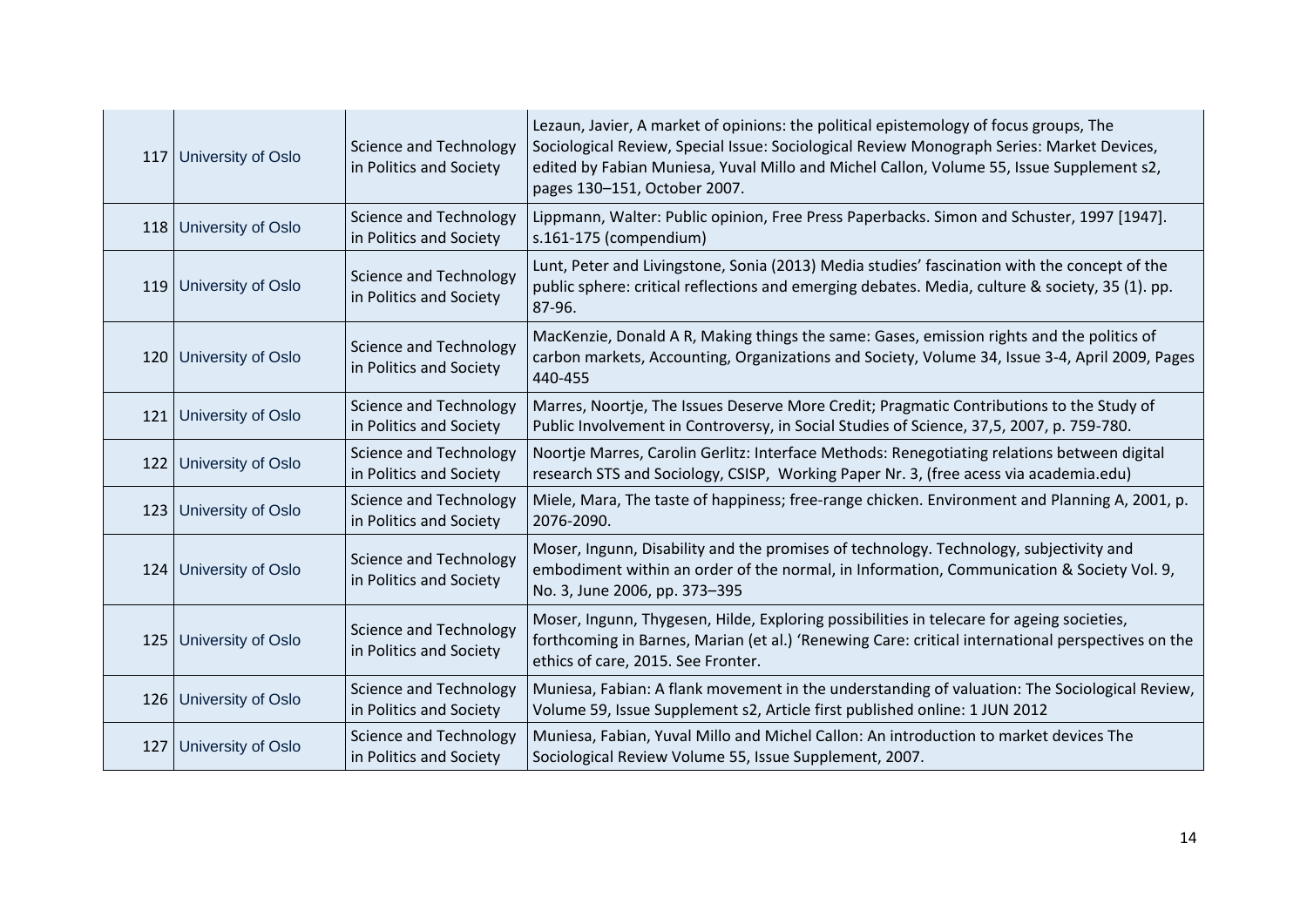| 117 | University of Oslo | Science and Technology in Politics and Society | Lezaun, Javier, A market of opinions: the political epistemology of focus groups, The Sociological Review, Special Issue: Sociological Review Monograph Series: Market Devices, edited by Fabian Muniesa, Yuval Millo and Michel Callon, Volume 55, Issue Supplement s2, pages 130–151, October 2007. |
|---|---|---|---|
| 118 | University of Oslo | Science and Technology in Politics and Society | Lippmann, Walter: Public opinion, Free Press Paperbacks. Simon and Schuster, 1997 [1947]. s.161-175 (compendium) |
| 119 | University of Oslo | Science and Technology in Politics and Society | Lunt, Peter and Livingstone, Sonia (2013) Media studies' fascination with the concept of the public sphere: critical reflections and emerging debates. Media, culture & society, 35 (1). pp. 87-96. |
| 120 | University of Oslo | Science and Technology in Politics and Society | MacKenzie, Donald A R, Making things the same: Gases, emission rights and the politics of carbon markets, Accounting, Organizations and Society, Volume 34, Issue 3-4, April 2009, Pages 440-455 |
| 121 | University of Oslo | Science and Technology in Politics and Society | Marres, Noortje, The Issues Deserve More Credit; Pragmatic Contributions to the Study of Public Involvement in Controversy, in Social Studies of Science, 37,5, 2007, p. 759-780. |
| 122 | University of Oslo | Science and Technology in Politics and Society | Noortje Marres, Carolin Gerlitz: Interface Methods: Renegotiating relations between digital research STS and Sociology, CSISP, Working Paper Nr. 3, (free acess via academia.edu) |
| 123 | University of Oslo | Science and Technology in Politics and Society | Miele, Mara, The taste of happiness; free-range chicken. Environment and Planning A, 2001, p. 2076-2090. |
| 124 | University of Oslo | Science and Technology in Politics and Society | Moser, Ingunn, Disability and the promises of technology. Technology, subjectivity and embodiment within an order of the normal, in Information, Communication & Society Vol. 9, No. 3, June 2006, pp. 373–395 |
| 125 | University of Oslo | Science and Technology in Politics and Society | Moser, Ingunn, Thygesen, Hilde, Exploring possibilities in telecare for ageing societies, forthcoming in Barnes, Marian (et al.) 'Renewing Care: critical international perspectives on the ethics of care, 2015. See Fronter. |
| 126 | University of Oslo | Science and Technology in Politics and Society | Muniesa, Fabian: A flank movement in the understanding of valuation: The Sociological Review, Volume 59, Issue Supplement s2, Article first published online: 1 JUN 2012 |
| 127 | University of Oslo | Science and Technology in Politics and Society | Muniesa, Fabian, Yuval Millo and Michel Callon: An introduction to market devices The Sociological Review Volume 55, Issue Supplement, 2007. |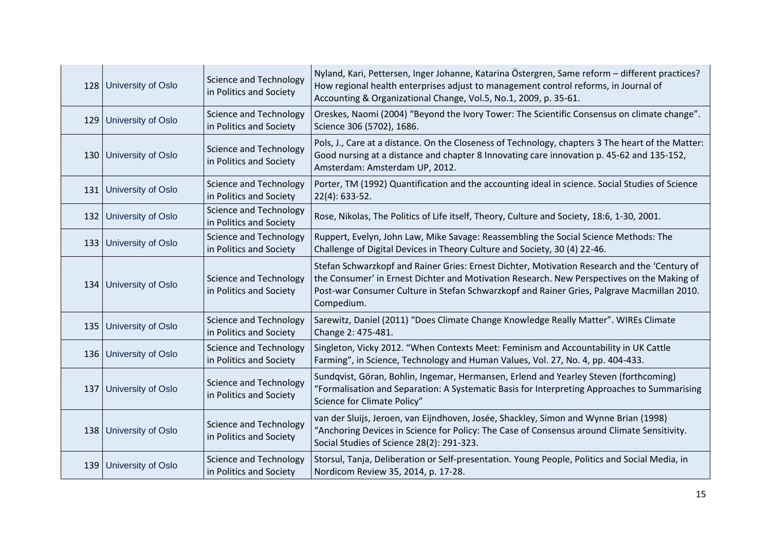| | | | |
|---|---|---|---|
| 128 | University of Oslo | Science and Technology in Politics and Society | Nyland, Kari, Pettersen, Inger Johanne, Katarina Östergren, Same reform – different practices? How regional health enterprises adjust to management control reforms, in Journal of Accounting & Organizational Change, Vol.5, No.1, 2009, p. 35-61. |
| 129 | University of Oslo | Science and Technology in Politics and Society | Oreskes, Naomi (2004) "Beyond the Ivory Tower: The Scientific Consensus on climate change". Science 306 (5702), 1686. |
| 130 | University of Oslo | Science and Technology in Politics and Society | Pols, J., Care at a distance. On the Closeness of Technology, chapters 3 The heart of the Matter: Good nursing at a distance and chapter 8 Innovating care innovation p. 45-62 and 135-152, Amsterdam: Amsterdam UP, 2012. |
| 131 | University of Oslo | Science and Technology in Politics and Society | Porter, TM (1992) Quantification and the accounting ideal in science. Social Studies of Science 22(4): 633-52. |
| 132 | University of Oslo | Science and Technology in Politics and Society | Rose, Nikolas, The Politics of Life itself, Theory, Culture and Society, 18:6, 1-30, 2001. |
| 133 | University of Oslo | Science and Technology in Politics and Society | Ruppert, Evelyn, John Law, Mike Savage: Reassembling the Social Science Methods: The Challenge of Digital Devices in Theory Culture and Society, 30 (4) 22-46. |
| 134 | University of Oslo | Science and Technology in Politics and Society | Stefan Schwarzkopf and Rainer Gries: Ernest Dichter, Motivation Research and the 'Century of the Consumer' in Ernest Dichter and Motivation Research. New Perspectives on the Making of Post-war Consumer Culture in Stefan Schwarzkopf and Rainer Gries, Palgrave Macmillan 2010. Compedium. |
| 135 | University of Oslo | Science and Technology in Politics and Society | Sarewitz, Daniel (2011) "Does Climate Change Knowledge Really Matter". WIREs Climate Change 2: 475-481. |
| 136 | University of Oslo | Science and Technology in Politics and Society | Singleton, Vicky 2012. "When Contexts Meet: Feminism and Accountability in UK Cattle Farming", in Science, Technology and Human Values, Vol. 27, No. 4, pp. 404-433. |
| 137 | University of Oslo | Science and Technology in Politics and Society | Sundqvist, Göran, Bohlin, Ingemar, Hermansen, Erlend and Yearley Steven (forthcoming) "Formalisation and Separation: A Systematic Basis for Interpreting Approaches to Summarising Science for Climate Policy" |
| 138 | University of Oslo | Science and Technology in Politics and Society | van der Sluijs, Jeroen, van Eijndhoven, Josée, Shackley, Simon and Wynne Brian (1998) "Anchoring Devices in Science for Policy: The Case of Consensus around Climate Sensitivity. Social Studies of Science 28(2): 291-323. |
| 139 | University of Oslo | Science and Technology in Politics and Society | Storsul, Tanja, Deliberation or Self-presentation. Young People, Politics and Social Media, in Nordicom Review 35, 2014, p. 17-28. |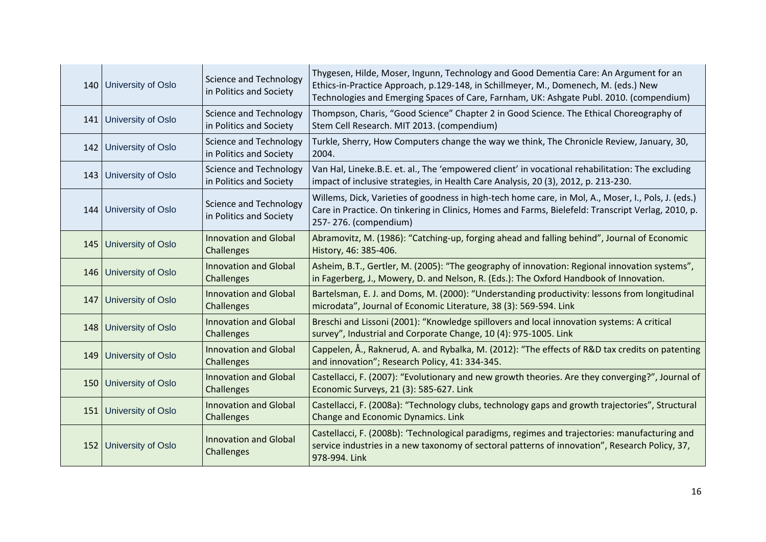| 140 | University of Oslo | Science and Technology in Politics and Society | Thygesen, Hilde, Moser, Ingunn, Technology and Good Dementia Care: An Argument for an Ethics-in-Practice Approach, p.129-148, in Schillmeyer, M., Domenech, M. (eds.) New Technologies and Emerging Spaces of Care, Farnham, UK: Ashgate Publ. 2010. (compendium) |
|---|---|---|---|
| 141 | University of Oslo | Science and Technology in Politics and Society | Thompson, Charis, "Good Science" Chapter 2 in Good Science. The Ethical Choreography of Stem Cell Research. MIT 2013. (compendium) |
| 142 | University of Oslo | Science and Technology in Politics and Society | Turkle, Sherry, How Computers change the way we think, The Chronicle Review, January, 30, 2004. |
| 143 | University of Oslo | Science and Technology in Politics and Society | Van Hal, Lineke.B.E. et. al., The 'empowered client' in vocational rehabilitation: The excluding impact of inclusive strategies, in Health Care Analysis, 20 (3), 2012, p. 213-230. |
| 144 | University of Oslo | Science and Technology in Politics and Society | Willems, Dick, Varieties of goodness in high-tech home care, in Mol, A., Moser, I., Pols, J. (eds.) Care in Practice. On tinkering in Clinics, Homes and Farms, Bielefeld: Transcript Verlag, 2010, p. 257- 276. (compendium) |
| 145 | University of Oslo | Innovation and Global Challenges | Abramovitz, M. (1986): "Catching-up, forging ahead and falling behind", Journal of Economic History, 46: 385-406. |
| 146 | University of Oslo | Innovation and Global Challenges | Asheim, B.T., Gertler, M. (2005): "The geography of innovation: Regional innovation systems", in Fagerberg, J., Mowery, D. and Nelson, R. (Eds.): The Oxford Handbook of Innovation. |
| 147 | University of Oslo | Innovation and Global Challenges | Bartelsman, E. J. and Doms, M. (2000): "Understanding productivity: lessons from longitudinal microdata", Journal of Economic Literature, 38 (3): 569-594. Link |
| 148 | University of Oslo | Innovation and Global Challenges | Breschi and Lissoni (2001): "Knowledge spillovers and local innovation systems: A critical survey", Industrial and Corporate Change, 10 (4): 975-1005. Link |
| 149 | University of Oslo | Innovation and Global Challenges | Cappelen, Å., Raknerud, A. and Rybalka, M. (2012): "The effects of R&D tax credits on patenting and innovation"; Research Policy, 41: 334-345. |
| 150 | University of Oslo | Innovation and Global Challenges | Castellacci, F. (2007): "Evolutionary and new growth theories. Are they converging?", Journal of Economic Surveys, 21 (3): 585-627. Link |
| 151 | University of Oslo | Innovation and Global Challenges | Castellacci, F. (2008a): "Technology clubs, technology gaps and growth trajectories", Structural Change and Economic Dynamics. Link |
| 152 | University of Oslo | Innovation and Global Challenges | Castellacci, F. (2008b): 'Technological paradigms, regimes and trajectories: manufacturing and service industries in a new taxonomy of sectoral patterns of innovation", Research Policy, 37, 978-994. Link |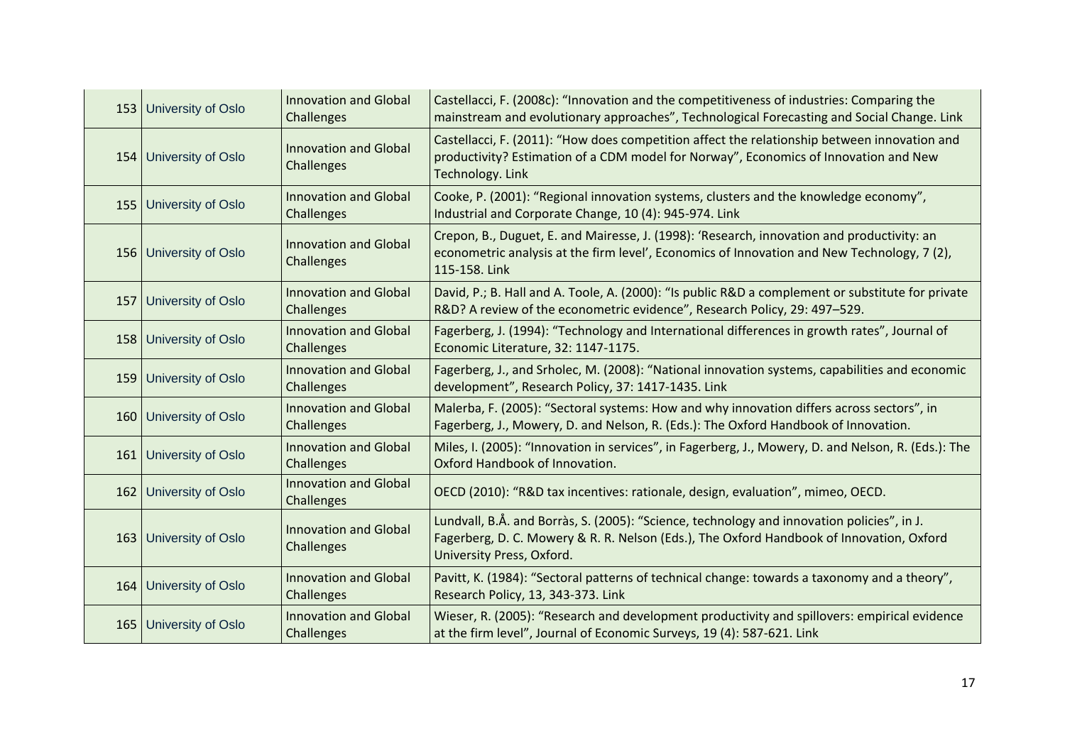| 153 | University of Oslo | Innovation and Global Challenges | Castellacci, F. (2008c): "Innovation and the competitiveness of industries: Comparing the mainstream and evolutionary approaches", Technological Forecasting and Social Change. Link |
|---|---|---|---|
| 154 | University of Oslo | Innovation and Global Challenges | Castellacci, F. (2011): "How does competition affect the relationship between innovation and productivity? Estimation of a CDM model for Norway", Economics of Innovation and New Technology. Link |
| 155 | University of Oslo | Innovation and Global Challenges | Cooke, P. (2001): "Regional innovation systems, clusters and the knowledge economy", Industrial and Corporate Change, 10 (4): 945-974. Link |
| 156 | University of Oslo | Innovation and Global Challenges | Crepon, B., Duguet, E. and Mairesse, J. (1998): 'Research, innovation and productivity: an econometric analysis at the firm level', Economics of Innovation and New Technology, 7 (2), 115-158. Link |
| 157 | University of Oslo | Innovation and Global Challenges | David, P.; B. Hall and A. Toole, A. (2000): "Is public R&D a complement or substitute for private R&D? A review of the econometric evidence", Research Policy, 29: 497–529. |
| 158 | University of Oslo | Innovation and Global Challenges | Fagerberg, J. (1994): "Technology and International differences in growth rates", Journal of Economic Literature, 32: 1147-1175. |
| 159 | University of Oslo | Innovation and Global Challenges | Fagerberg, J., and Srholec, M. (2008): "National innovation systems, capabilities and economic development", Research Policy, 37: 1417-1435. Link |
| 160 | University of Oslo | Innovation and Global Challenges | Malerba, F. (2005): "Sectoral systems: How and why innovation differs across sectors", in Fagerberg, J., Mowery, D. and Nelson, R. (Eds.): The Oxford Handbook of Innovation. |
| 161 | University of Oslo | Innovation and Global Challenges | Miles, I. (2005): "Innovation in services", in Fagerberg, J., Mowery, D. and Nelson, R. (Eds.): The Oxford Handbook of Innovation. |
| 162 | University of Oslo | Innovation and Global Challenges | OECD (2010): "R&D tax incentives: rationale, design, evaluation", mimeo, OECD. |
| 163 | University of Oslo | Innovation and Global Challenges | Lundvall, B.Å. and Borràs, S. (2005): "Science, technology and innovation policies", in J. Fagerberg, D. C. Mowery & R. R. Nelson (Eds.), The Oxford Handbook of Innovation, Oxford University Press, Oxford. |
| 164 | University of Oslo | Innovation and Global Challenges | Pavitt, K. (1984): "Sectoral patterns of technical change: towards a taxonomy and a theory", Research Policy, 13, 343-373. Link |
| 165 | University of Oslo | Innovation and Global Challenges | Wieser, R. (2005): "Research and development productivity and spillovers: empirical evidence at the firm level", Journal of Economic Surveys, 19 (4): 587-621. Link |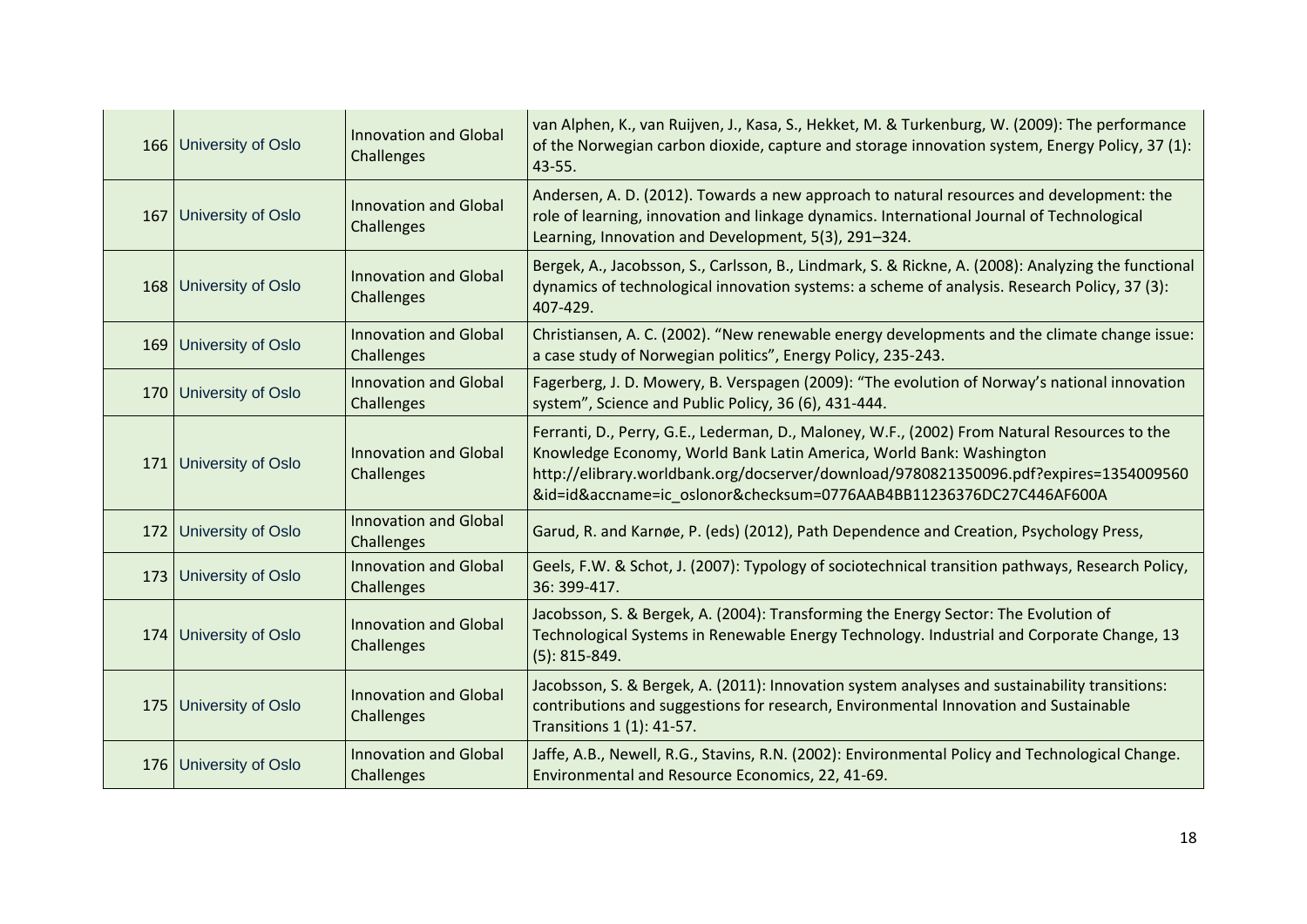| | | | |
|---|---|---|---|
| 166 | University of Oslo | Innovation and Global Challenges | van Alphen, K., van Ruijven, J., Kasa, S., Hekket, M. & Turkenburg, W. (2009): The performance of the Norwegian carbon dioxide, capture and storage innovation system, Energy Policy, 37 (1): 43-55. |
| 167 | University of Oslo | Innovation and Global Challenges | Andersen, A. D. (2012). Towards a new approach to natural resources and development: the role of learning, innovation and linkage dynamics. International Journal of Technological Learning, Innovation and Development, 5(3), 291–324. |
| 168 | University of Oslo | Innovation and Global Challenges | Bergek, A., Jacobsson, S., Carlsson, B., Lindmark, S. & Rickne, A. (2008): Analyzing the functional dynamics of technological innovation systems: a scheme of analysis. Research Policy, 37 (3): 407-429. |
| 169 | University of Oslo | Innovation and Global Challenges | Christiansen, A. C. (2002). "New renewable energy developments and the climate change issue: a case study of Norwegian politics", Energy Policy, 235-243. |
| 170 | University of Oslo | Innovation and Global Challenges | Fagerberg, J. D. Mowery, B. Verspagen (2009): "The evolution of Norway's national innovation system", Science and Public Policy, 36 (6), 431-444. |
| 171 | University of Oslo | Innovation and Global Challenges | Ferranti, D., Perry, G.E., Lederman, D., Maloney, W.F., (2002) From Natural Resources to the Knowledge Economy, World Bank Latin America, World Bank: Washington http://elibrary.worldbank.org/docserver/download/9780821350096.pdf?expires=1354009560&id=id&accname=ic_oslonor&checksum=0776AAB4BB11236376DC27C446AF600A |
| 172 | University of Oslo | Innovation and Global Challenges | Garud, R. and Karnøe, P. (eds) (2012), Path Dependence and Creation, Psychology Press, |
| 173 | University of Oslo | Innovation and Global Challenges | Geels, F.W. & Schot, J. (2007): Typology of sociotechnical transition pathways, Research Policy, 36: 399-417. |
| 174 | University of Oslo | Innovation and Global Challenges | Jacobsson, S. & Bergek, A. (2004): Transforming the Energy Sector: The Evolution of Technological Systems in Renewable Energy Technology. Industrial and Corporate Change, 13 (5): 815-849. |
| 175 | University of Oslo | Innovation and Global Challenges | Jacobsson, S. & Bergek, A. (2011): Innovation system analyses and sustainability transitions: contributions and suggestions for research, Environmental Innovation and Sustainable Transitions 1 (1): 41-57. |
| 176 | University of Oslo | Innovation and Global Challenges | Jaffe, A.B., Newell, R.G., Stavins, R.N. (2002): Environmental Policy and Technological Change. Environmental and Resource Economics, 22, 41-69. |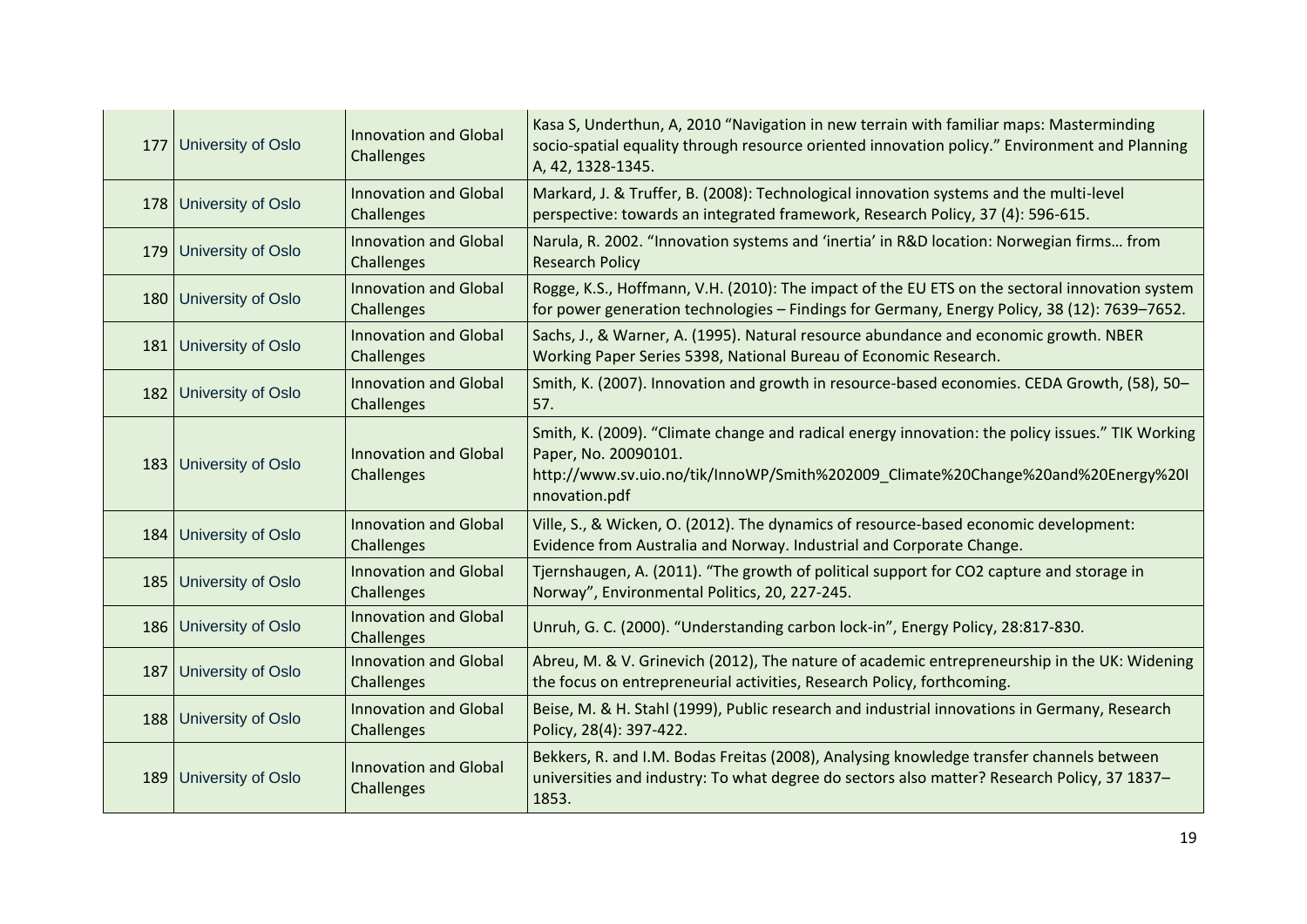| | | | |
|---|---|---|---|
| 177 | University of Oslo | Innovation and Global Challenges | Kasa S, Underthun, A, 2010 "Navigation in new terrain with familiar maps: Masterminding socio-spatial equality through resource oriented innovation policy." Environment and Planning A, 42, 1328-1345. |
| 178 | University of Oslo | Innovation and Global Challenges | Markard, J. & Truffer, B. (2008): Technological innovation systems and the multi-level perspective: towards an integrated framework, Research Policy, 37 (4): 596-615. |
| 179 | University of Oslo | Innovation and Global Challenges | Narula, R. 2002. "Innovation systems and 'inertia' in R&D location: Norwegian firms… from Research Policy |
| 180 | University of Oslo | Innovation and Global Challenges | Rogge, K.S., Hoffmann, V.H. (2010): The impact of the EU ETS on the sectoral innovation system for power generation technologies – Findings for Germany, Energy Policy, 38 (12): 7639–7652. |
| 181 | University of Oslo | Innovation and Global Challenges | Sachs, J., & Warner, A. (1995). Natural resource abundance and economic growth. NBER Working Paper Series 5398, National Bureau of Economic Research. |
| 182 | University of Oslo | Innovation and Global Challenges | Smith, K. (2007). Innovation and growth in resource-based economies. CEDA Growth, (58), 50–57. |
| 183 | University of Oslo | Innovation and Global Challenges | Smith, K. (2009). "Climate change and radical energy innovation: the policy issues." TIK Working Paper, No. 20090101. http://www.sv.uio.no/tik/InnoWP/Smith%202009_Climate%20Change%20and%20Energy%20Innovation.pdf |
| 184 | University of Oslo | Innovation and Global Challenges | Ville, S., & Wicken, O. (2012). The dynamics of resource-based economic development: Evidence from Australia and Norway. Industrial and Corporate Change. |
| 185 | University of Oslo | Innovation and Global Challenges | Tjernshaugen, A. (2011). "The growth of political support for CO2 capture and storage in Norway", Environmental Politics, 20, 227-245. |
| 186 | University of Oslo | Innovation and Global Challenges | Unruh, G. C. (2000). "Understanding carbon lock-in", Energy Policy, 28:817-830. |
| 187 | University of Oslo | Innovation and Global Challenges | Abreu, M. & V. Grinevich (2012), The nature of academic entrepreneurship in the UK: Widening the focus on entrepreneurial activities, Research Policy, forthcoming. |
| 188 | University of Oslo | Innovation and Global Challenges | Beise, M. & H. Stahl (1999), Public research and industrial innovations in Germany, Research Policy, 28(4): 397-422. |
| 189 | University of Oslo | Innovation and Global Challenges | Bekkers, R. and I.M. Bodas Freitas (2008), Analysing knowledge transfer channels between universities and industry: To what degree do sectors also matter? Research Policy, 37 1837–1853. |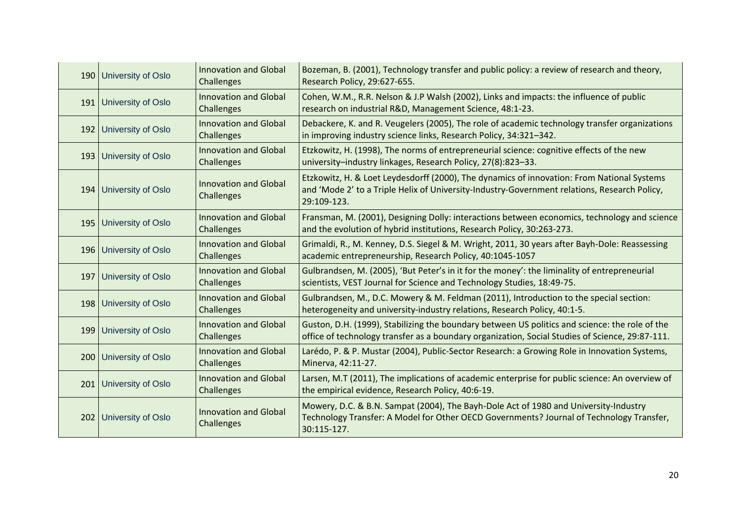| | | | |
|---|---|---|---|
| 190 | University of Oslo | Innovation and Global Challenges | Bozeman, B. (2001), Technology transfer and public policy: a review of research and theory, Research Policy, 29:627-655. |
| 191 | University of Oslo | Innovation and Global Challenges | Cohen, W.M., R.R. Nelson & J.P Walsh (2002), Links and impacts: the influence of public research on industrial R&D, Management Science, 48:1-23. |
| 192 | University of Oslo | Innovation and Global Challenges | Debackere, K. and R. Veugelers (2005), The role of academic technology transfer organizations in improving industry science links, Research Policy, 34:321–342. |
| 193 | University of Oslo | Innovation and Global Challenges | Etzkowitz, H. (1998), The norms of entrepreneurial science: cognitive effects of the new university–industry linkages, Research Policy, 27(8):823–33. |
| 194 | University of Oslo | Innovation and Global Challenges | Etzkowitz, H. & Loet Leydesdorff (2000), The dynamics of innovation: From National Systems and 'Mode 2' to a Triple Helix of University-Industry-Government relations, Research Policy, 29:109-123. |
| 195 | University of Oslo | Innovation and Global Challenges | Fransman, M. (2001), Designing Dolly: interactions between economics, technology and science and the evolution of hybrid institutions, Research Policy, 30:263-273. |
| 196 | University of Oslo | Innovation and Global Challenges | Grimaldi, R., M. Kenney, D.S. Siegel & M. Wright, 2011, 30 years after Bayh-Dole: Reassessing academic entrepreneurship, Research Policy, 40:1045-1057 |
| 197 | University of Oslo | Innovation and Global Challenges | Gulbrandsen, M. (2005), 'But Peter's in it for the money': the liminality of entrepreneurial scientists, VEST Journal for Science and Technology Studies, 18:49-75. |
| 198 | University of Oslo | Innovation and Global Challenges | Gulbrandsen, M., D.C. Mowery & M. Feldman (2011), Introduction to the special section: heterogeneity and university-industry relations, Research Policy, 40:1-5. |
| 199 | University of Oslo | Innovation and Global Challenges | Guston, D.H. (1999), Stabilizing the boundary between US politics and science: the role of the office of technology transfer as a boundary organization, Social Studies of Science, 29:87-111. |
| 200 | University of Oslo | Innovation and Global Challenges | Larédo, P. & P. Mustar (2004), Public-Sector Research: a Growing Role in Innovation Systems, Minerva, 42:11-27. |
| 201 | University of Oslo | Innovation and Global Challenges | Larsen, M.T (2011), The implications of academic enterprise for public science: An overview of the empirical evidence, Research Policy, 40:6-19. |
| 202 | University of Oslo | Innovation and Global Challenges | Mowery, D.C. & B.N. Sampat (2004), The Bayh-Dole Act of 1980 and University-Industry Technology Transfer: A Model for Other OECD Governments? Journal of Technology Transfer, 30:115-127. |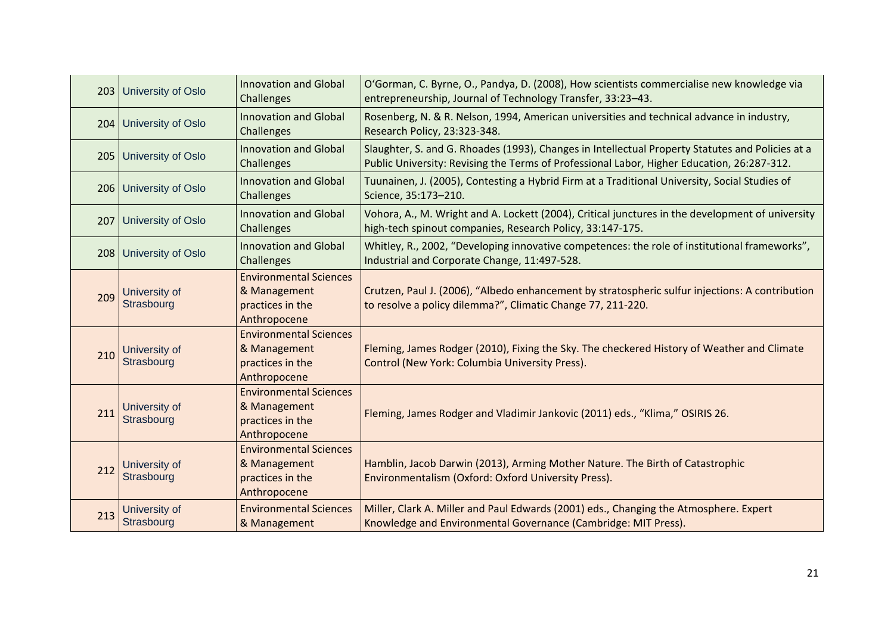| | | | |
|---|---|---|---|
| 203 | University of Oslo | Innovation and Global Challenges | O'Gorman, C. Byrne, O., Pandya, D. (2008), How scientists commercialise new knowledge via entrepreneurship, Journal of Technology Transfer, 33:23–43. |
| 204 | University of Oslo | Innovation and Global Challenges | Rosenberg, N. & R. Nelson, 1994, American universities and technical advance in industry, Research Policy, 23:323-348. |
| 205 | University of Oslo | Innovation and Global Challenges | Slaughter, S. and G. Rhoades (1993), Changes in Intellectual Property Statutes and Policies at a Public University: Revising the Terms of Professional Labor, Higher Education, 26:287-312. |
| 206 | University of Oslo | Innovation and Global Challenges | Tuunainen, J. (2005), Contesting a Hybrid Firm at a Traditional University, Social Studies of Science, 35:173–210. |
| 207 | University of Oslo | Innovation and Global Challenges | Vohora, A., M. Wright and A. Lockett (2004), Critical junctures in the development of university high-tech spinout companies, Research Policy, 33:147-175. |
| 208 | University of Oslo | Innovation and Global Challenges | Whitley, R., 2002, "Developing innovative competences: the role of institutional frameworks", Industrial and Corporate Change, 11:497-528. |
| 209 | University of Strasbourg | Environmental Sciences & Management practices in the Anthropocene | Crutzen, Paul J. (2006), "Albedo enhancement by stratospheric sulfur injections: A contribution to resolve a policy dilemma?", Climatic Change 77, 211-220. |
| 210 | University of Strasbourg | Environmental Sciences & Management practices in the Anthropocene | Fleming, James Rodger (2010), Fixing the Sky. The checkered History of Weather and Climate Control (New York: Columbia University Press). |
| 211 | University of Strasbourg | Environmental Sciences & Management practices in the Anthropocene | Fleming, James Rodger and Vladimir Jankovic (2011) eds., "Klima," OSIRIS 26. |
| 212 | University of Strasbourg | Environmental Sciences & Management practices in the Anthropocene | Hamblin, Jacob Darwin (2013), Arming Mother Nature. The Birth of Catastrophic Environmentalism (Oxford: Oxford University Press). |
| 213 | University of Strasbourg | Environmental Sciences & Management | Miller, Clark A. Miller and Paul Edwards (2001) eds., Changing the Atmosphere. Expert Knowledge and Environmental Governance (Cambridge: MIT Press). |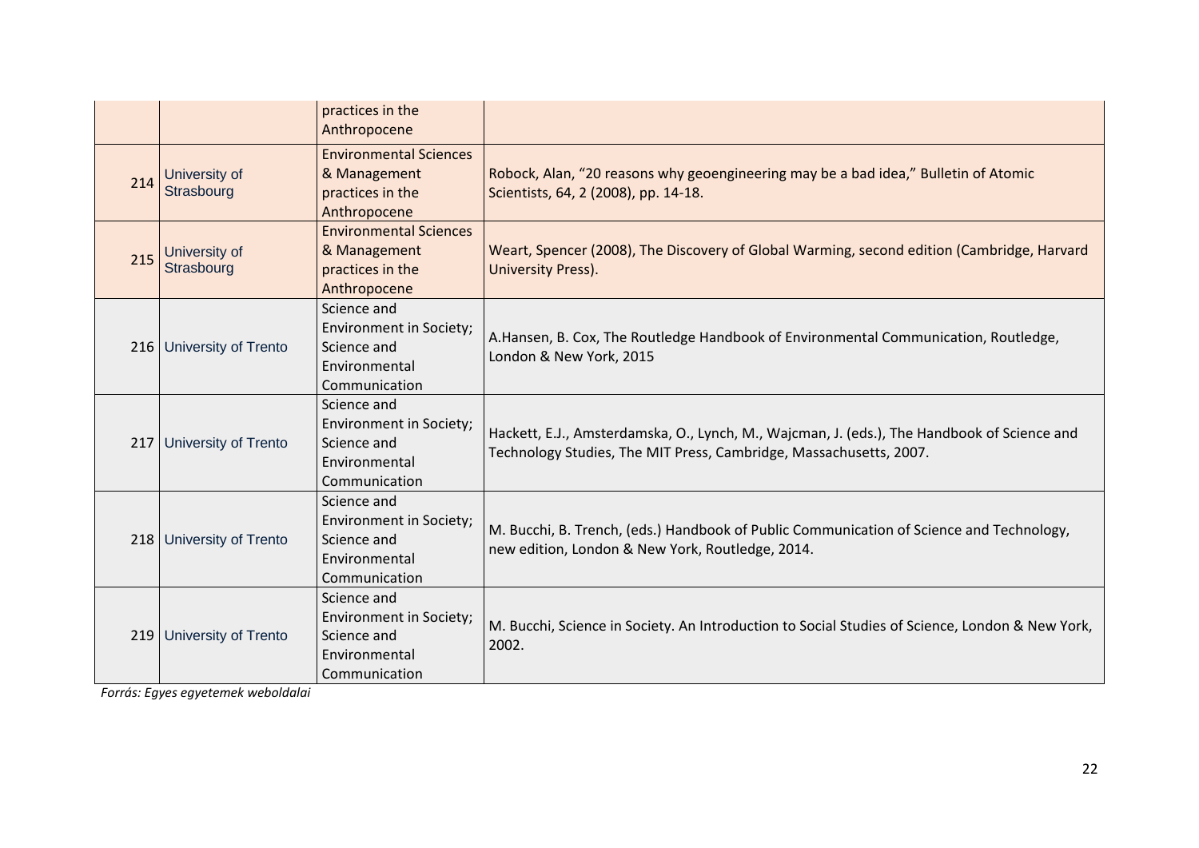| | | | |
|---|---|---|---|
| | | practices in the Anthropocene | |
| 214 | University of Strasbourg | Environmental Sciences & Management practices in the Anthropocene | Robock, Alan, “20 reasons why geoengineering may be a bad idea,” Bulletin of Atomic Scientists, 64, 2 (2008), pp. 14-18. |
| 215 | University of Strasbourg | Environmental Sciences & Management practices in the Anthropocene | Weart, Spencer (2008), The Discovery of Global Warming, second edition (Cambridge, Harvard University Press). |
| 216 | University of Trento | Science and Environment in Society; Science and Environmental Communication | A.Hansen, B. Cox, The Routledge Handbook of Environmental Communication, Routledge, London & New York, 2015 |
| 217 | University of Trento | Science and Environment in Society; Science and Environmental Communication | Hackett, E.J., Amsterdamska, O., Lynch, M., Wajcman, J. (eds.), The Handbook of Science and Technology Studies, The MIT Press, Cambridge, Massachusetts, 2007. |
| 218 | University of Trento | Science and Environment in Society; Science and Environmental Communication | M. Bucchi, B. Trench, (eds.) Handbook of Public Communication of Science and Technology, new edition, London & New York, Routledge, 2014. |
| 219 | University of Trento | Science and Environment in Society; Science and Environmental Communication | M. Bucchi, Science in Society. An Introduction to Social Studies of Science, London & New York, 2002. |

*Forrás: Egyes egyetemek weboldalai*